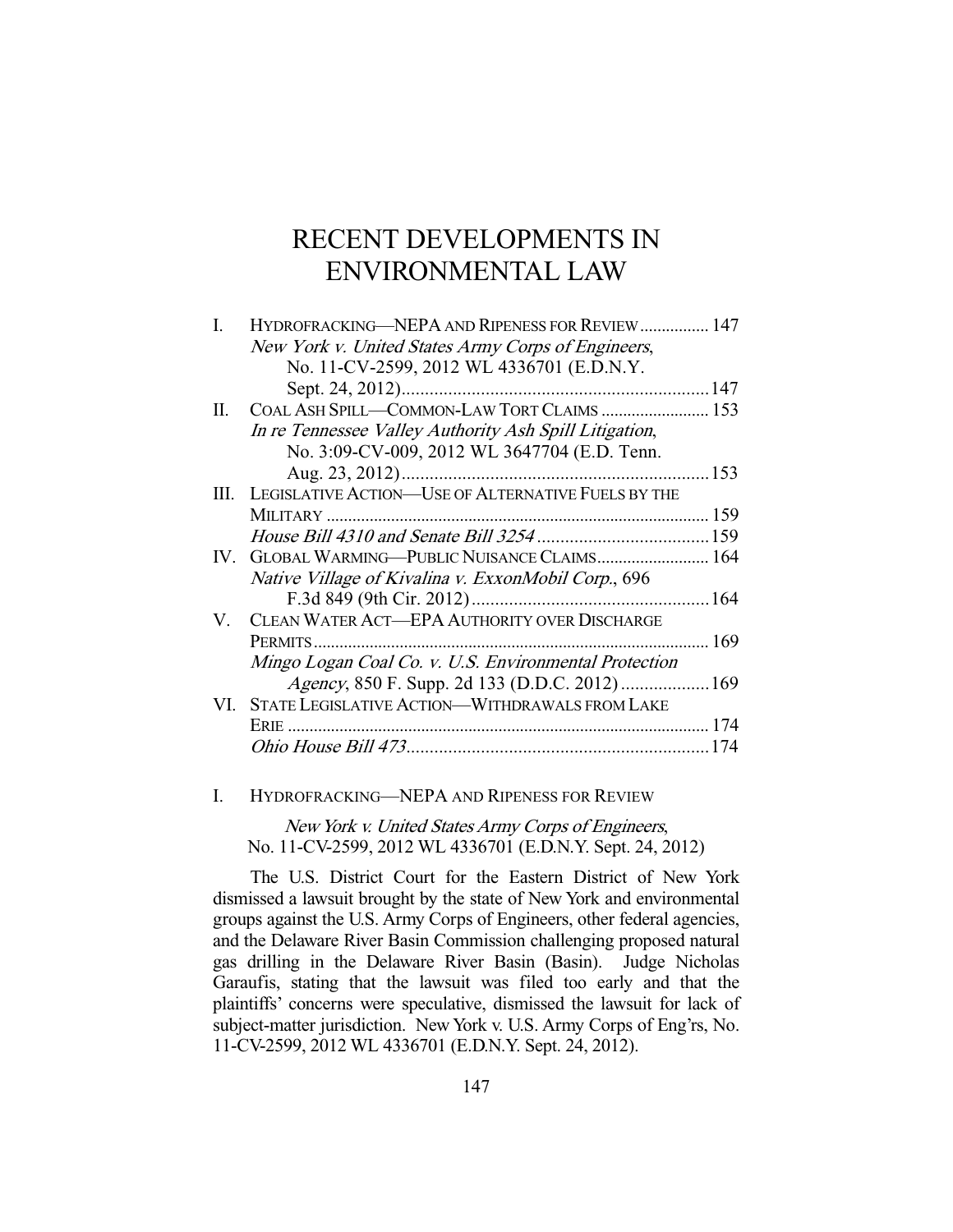# RECENT DEVELOPMENTS IN ENVIRONMENTAL LAW

| | | |
|---|---|---|
| I. | HYDROFRACKING—NEPA AND RIPENESS FOR REVIEW | 147 |
| | *New York v. United States Army Corps of Engineers*, No. 11-CV-2599, 2012 WL 4336701 (E.D.N.Y. Sept. 24, 2012) | 147 |
| II. | COAL ASH SPILL—COMMON-LAW TORT CLAIMS | 153 |
| | *In re Tennessee Valley Authority Ash Spill Litigation*, No. 3:09-CV-009, 2012 WL 3647704 (E.D. Tenn. Aug. 23, 2012) | 153 |
| III. | LEGISLATIVE ACTION—USE OF ALTERNATIVE FUELS BY THE MILITARY | 159 |
| | *House Bill 4310 and Senate Bill 3254* | 159 |
| IV. | GLOBAL WARMING—PUBLIC NUISANCE CLAIMS | 164 |
| | *Native Village of Kivalina v. ExxonMobil Corp.*, 696 F.3d 849 (9th Cir. 2012) | 164 |
| V. | CLEAN WATER ACT—EPA AUTHORITY OVER DISCHARGE PERMITS | 169 |
| | *Mingo Logan Coal Co. v. U.S. Environmental Protection Agency*, 850 F. Supp. 2d 133 (D.D.C. 2012) | 169 |
| VI. | STATE LEGISLATIVE ACTION—WITHDRAWALS FROM LAKE ERIE | 174 |
| | *Ohio House Bill 473* | 174 |

## I. HYDROFRACKING—NEPA AND RIPENESS FOR REVIEW

*New York v. United States Army Corps of Engineers*, No. 11-CV-2599, 2012 WL 4336701 (E.D.N.Y. Sept. 24, 2012)

The U.S. District Court for the Eastern District of New York dismissed a lawsuit brought by the state of New York and environmental groups against the U.S. Army Corps of Engineers, other federal agencies, and the Delaware River Basin Commission challenging proposed natural gas drilling in the Delaware River Basin (Basin). Judge Nicholas Garaufis, stating that the lawsuit was filed too early and that the plaintiffs' concerns were speculative, dismissed the lawsuit for lack of subject-matter jurisdiction. New York v. U.S. Army Corps of Eng'rs, No. 11-CV-2599, 2012 WL 4336701 (E.D.N.Y. Sept. 24, 2012).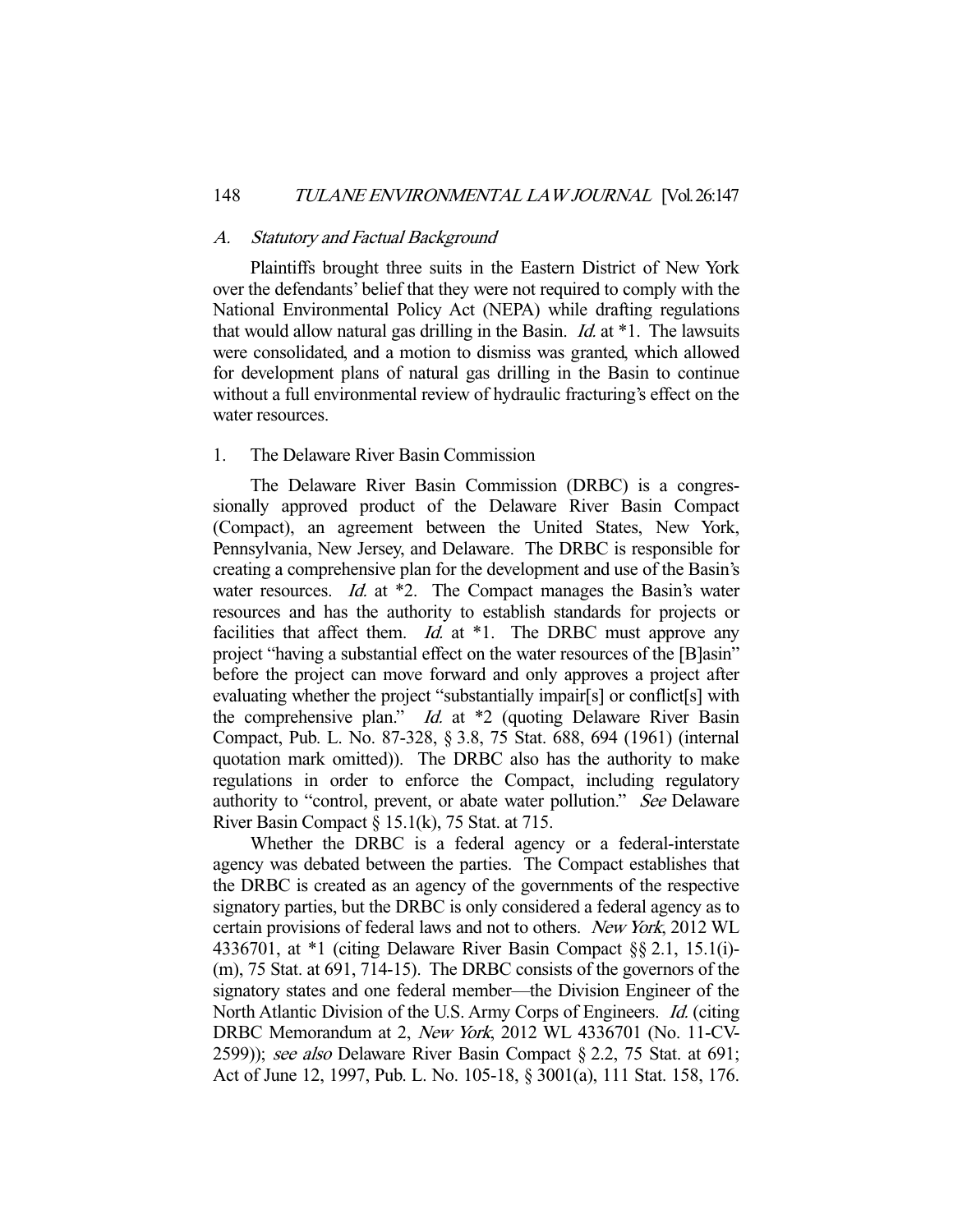### A. *Statutory and Factual Background*

Plaintiffs brought three suits in the Eastern District of New York over the defendants' belief that they were not required to comply with the National Environmental Policy Act (NEPA) while drafting regulations that would allow natural gas drilling in the Basin. *Id.* at *1. The lawsuits were consolidated, and a motion to dismiss was granted, which allowed for development plans of natural gas drilling in the Basin to continue without a full environmental review of hydraulic fracturing's effect on the water resources.

#### 1. The Delaware River Basin Commission

The Delaware River Basin Commission (DRBC) is a congressionally approved product of the Delaware River Basin Compact (Compact), an agreement between the United States, New York, Pennsylvania, New Jersey, and Delaware. The DRBC is responsible for creating a comprehensive plan for the development and use of the Basin's water resources. *Id.* at *2. The Compact manages the Basin's water resources and has the authority to establish standards for projects or facilities that affect them. *Id.* at *1. The DRBC must approve any project "having a substantial effect on the water resources of the [B]asin" before the project can move forward and only approves a project after evaluating whether the project "substantially impair[s] or conflict[s] with the comprehensive plan." *Id.* at *2 (quoting Delaware River Basin Compact, Pub. L. No. 87-328, § 3.8, 75 Stat. 688, 694 (1961) (internal quotation mark omitted)). The DRBC also has the authority to make regulations in order to enforce the Compact, including regulatory authority to "control, prevent, or abate water pollution." *See* Delaware River Basin Compact § 15.1(k), 75 Stat. at 715.

Whether the DRBC is a federal agency or a federal-interstate agency was debated between the parties. The Compact establishes that the DRBC is created as an agency of the governments of the respective signatory parties, but the DRBC is only considered a federal agency as to certain provisions of federal laws and not to others. *New York*, 2012 WL 4336701, at *1 (citing Delaware River Basin Compact §§ 2.1, 15.1(i)-(m), 75 Stat. at 691, 714-15). The DRBC consists of the governors of the signatory states and one federal member—the Division Engineer of the North Atlantic Division of the U.S. Army Corps of Engineers. *Id.* (citing DRBC Memorandum at 2, *New York*, 2012 WL 4336701 (No. 11-CV-2599)); *see also* Delaware River Basin Compact § 2.2, 75 Stat. at 691; Act of June 12, 1997, Pub. L. No. 105-18, § 3001(a), 111 Stat. 158, 176.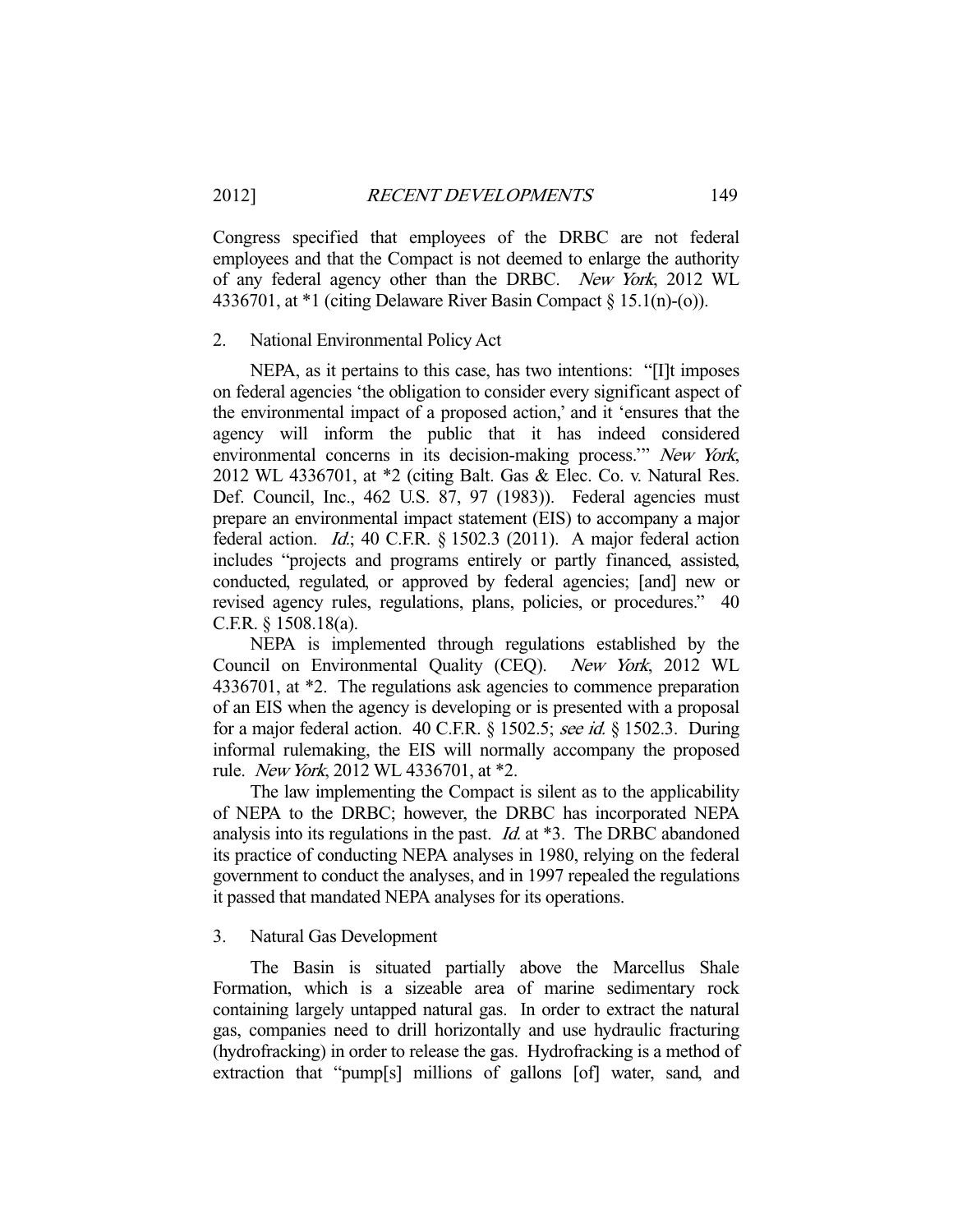Congress specified that employees of the DRBC are not federal employees and that the Compact is not deemed to enlarge the authority of any federal agency other than the DRBC. *New York*, 2012 WL 4336701, at *1 (citing Delaware River Basin Compact § 15.1(n)-(o)).

### 2. National Environmental Policy Act

NEPA, as it pertains to this case, has two intentions: "[I]t imposes on federal agencies 'the obligation to consider every significant aspect of the environmental impact of a proposed action,' and it 'ensures that the agency will inform the public that it has indeed considered environmental concerns in its decision-making process.'" *New York*, 2012 WL 4336701, at *2 (citing Balt. Gas & Elec. Co. v. Natural Res. Def. Council, Inc., 462 U.S. 87, 97 (1983)). Federal agencies must prepare an environmental impact statement (EIS) to accompany a major federal action. *Id.*; 40 C.F.R. § 1502.3 (2011). A major federal action includes "projects and programs entirely or partly financed, assisted, conducted, regulated, or approved by federal agencies; [and] new or revised agency rules, regulations, plans, policies, or procedures." 40 C.F.R. § 1508.18(a).

NEPA is implemented through regulations established by the Council on Environmental Quality (CEQ). *New York*, 2012 WL 4336701, at *2. The regulations ask agencies to commence preparation of an EIS when the agency is developing or is presented with a proposal for a major federal action. 40 C.F.R. § 1502.5; *see id.* § 1502.3. During informal rulemaking, the EIS will normally accompany the proposed rule. *New York*, 2012 WL 4336701, at *2.

The law implementing the Compact is silent as to the applicability of NEPA to the DRBC; however, the DRBC has incorporated NEPA analysis into its regulations in the past. *Id.* at *3. The DRBC abandoned its practice of conducting NEPA analyses in 1980, relying on the federal government to conduct the analyses, and in 1997 repealed the regulations it passed that mandated NEPA analyses for its operations.

### 3. Natural Gas Development

The Basin is situated partially above the Marcellus Shale Formation, which is a sizeable area of marine sedimentary rock containing largely untapped natural gas. In order to extract the natural gas, companies need to drill horizontally and use hydraulic fracturing (hydrofracking) in order to release the gas. Hydrofracking is a method of extraction that "pump[s] millions of gallons [of] water, sand, and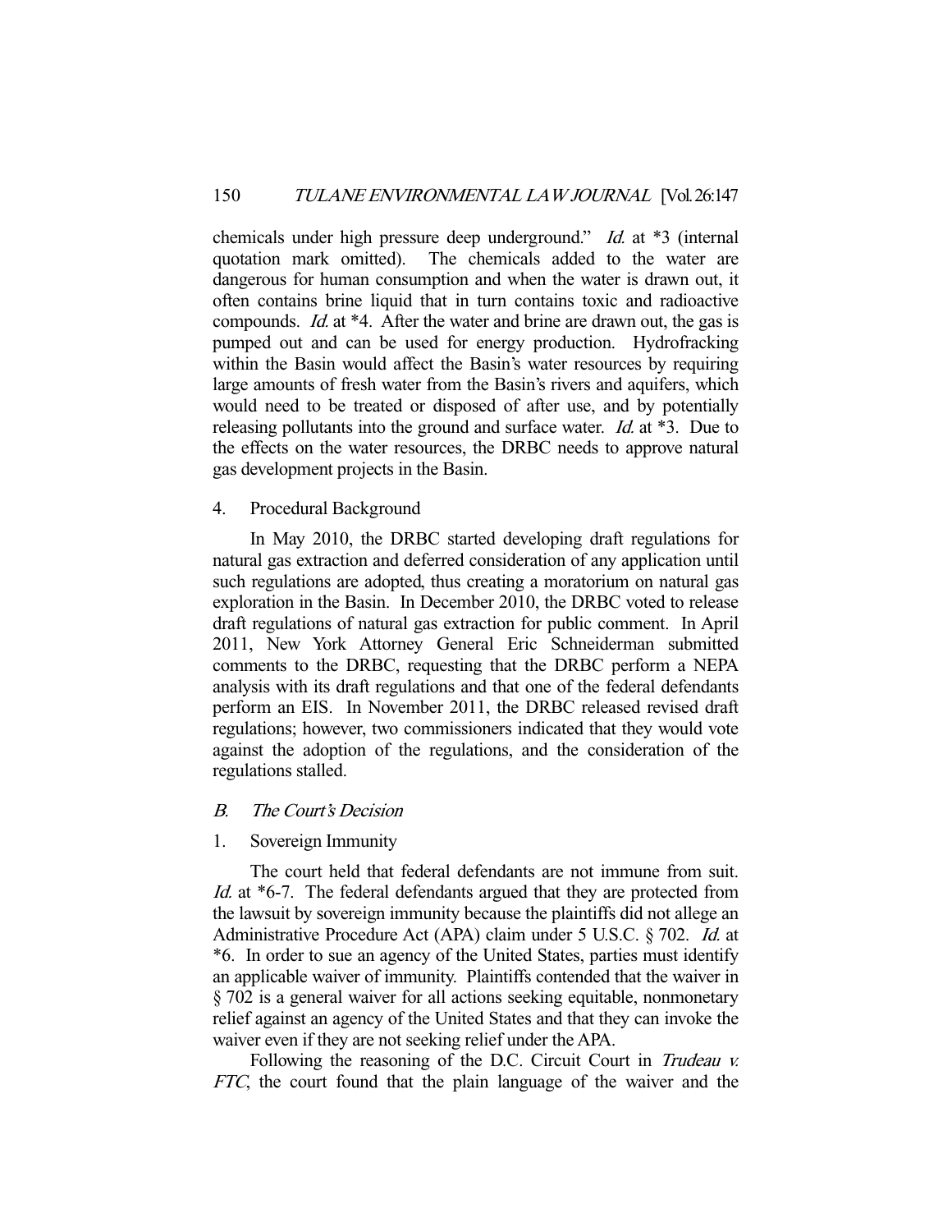chemicals under high pressure deep underground." *Id.* at *3 (internal quotation mark omitted). The chemicals added to the water are dangerous for human consumption and when the water is drawn out, it often contains brine liquid that in turn contains toxic and radioactive compounds. *Id.* at *4. After the water and brine are drawn out, the gas is pumped out and can be used for energy production. Hydrofracking within the Basin would affect the Basin's water resources by requiring large amounts of fresh water from the Basin's rivers and aquifers, which would need to be treated or disposed of after use, and by potentially releasing pollutants into the ground and surface water. *Id.* at *3. Due to the effects on the water resources, the DRBC needs to approve natural gas development projects in the Basin.

#### 4. Procedural Background

In May 2010, the DRBC started developing draft regulations for natural gas extraction and deferred consideration of any application until such regulations are adopted, thus creating a moratorium on natural gas exploration in the Basin. In December 2010, the DRBC voted to release draft regulations of natural gas extraction for public comment. In April 2011, New York Attorney General Eric Schneiderman submitted comments to the DRBC, requesting that the DRBC perform a NEPA analysis with its draft regulations and that one of the federal defendants perform an EIS. In November 2011, the DRBC released revised draft regulations; however, two commissioners indicated that they would vote against the adoption of the regulations, and the consideration of the regulations stalled.

### *B. The Court's Decision*

#### 1. Sovereign Immunity

The court held that federal defendants are not immune from suit. *Id.* at *6-7. The federal defendants argued that they are protected from the lawsuit by sovereign immunity because the plaintiffs did not allege an Administrative Procedure Act (APA) claim under 5 U.S.C. § 702. *Id.* at *6. In order to sue an agency of the United States, parties must identify an applicable waiver of immunity. Plaintiffs contended that the waiver in § 702 is a general waiver for all actions seeking equitable, nonmonetary relief against an agency of the United States and that they can invoke the waiver even if they are not seeking relief under the APA.

Following the reasoning of the D.C. Circuit Court in *Trudeau v. FTC*, the court found that the plain language of the waiver and the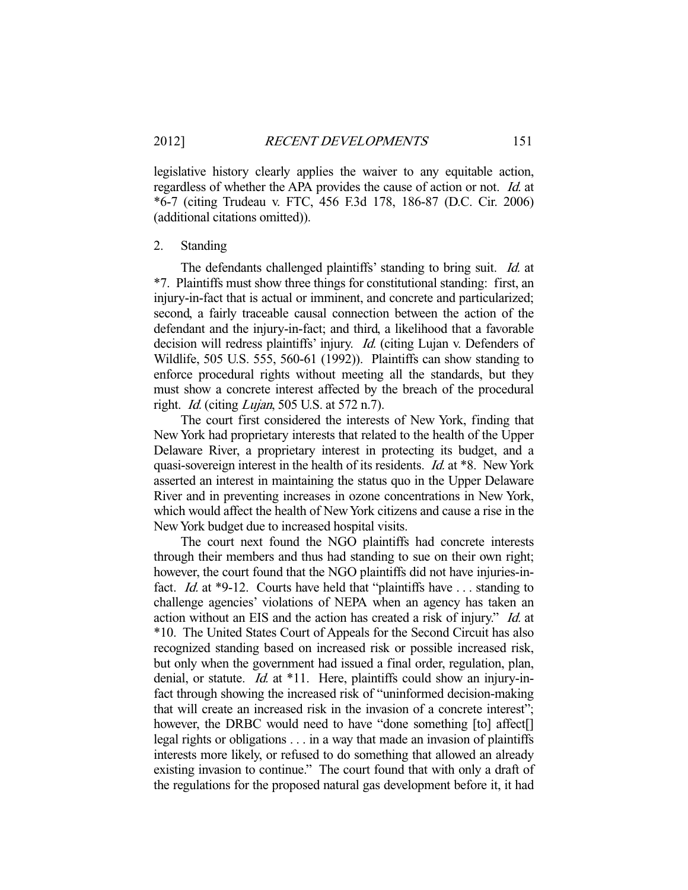legislative history clearly applies the waiver to any equitable action, regardless of whether the APA provides the cause of action or not. *Id.* at *6-7 (citing Trudeau v. FTC, 456 F.3d 178, 186-87 (D.C. Cir. 2006) (additional citations omitted)).

2. Standing

The defendants challenged plaintiffs' standing to bring suit. *Id.* at *7. Plaintiffs must show three things for constitutional standing: first, an injury-in-fact that is actual or imminent, and concrete and particularized; second, a fairly traceable causal connection between the action of the defendant and the injury-in-fact; and third, a likelihood that a favorable decision will redress plaintiffs' injury. *Id.* (citing Lujan v. Defenders of Wildlife, 505 U.S. 555, 560-61 (1992)). Plaintiffs can show standing to enforce procedural rights without meeting all the standards, but they must show a concrete interest affected by the breach of the procedural right. *Id.* (citing *Lujan*, 505 U.S. at 572 n.7).

The court first considered the interests of New York, finding that New York had proprietary interests that related to the health of the Upper Delaware River, a proprietary interest in protecting its budget, and a quasi-sovereign interest in the health of its residents. *Id.* at *8. New York asserted an interest in maintaining the status quo in the Upper Delaware River and in preventing increases in ozone concentrations in New York, which would affect the health of New York citizens and cause a rise in the New York budget due to increased hospital visits.

The court next found the NGO plaintiffs had concrete interests through their members and thus had standing to sue on their own right; however, the court found that the NGO plaintiffs did not have injuries-in-fact. *Id.* at *9-12. Courts have held that "plaintiffs have . . . standing to challenge agencies' violations of NEPA when an agency has taken an action without an EIS and the action has created a risk of injury." *Id.* at *10. The United States Court of Appeals for the Second Circuit has also recognized standing based on increased risk or possible increased risk, but only when the government had issued a final order, regulation, plan, denial, or statute. *Id.* at *11. Here, plaintiffs could show an injury-in-fact through showing the increased risk of "uninformed decision-making that will create an increased risk in the invasion of a concrete interest"; however, the DRBC would need to have "done something [to] affect[] legal rights or obligations . . . in a way that made an invasion of plaintiffs interests more likely, or refused to do something that allowed an already existing invasion to continue." The court found that with only a draft of the regulations for the proposed natural gas development before it, it had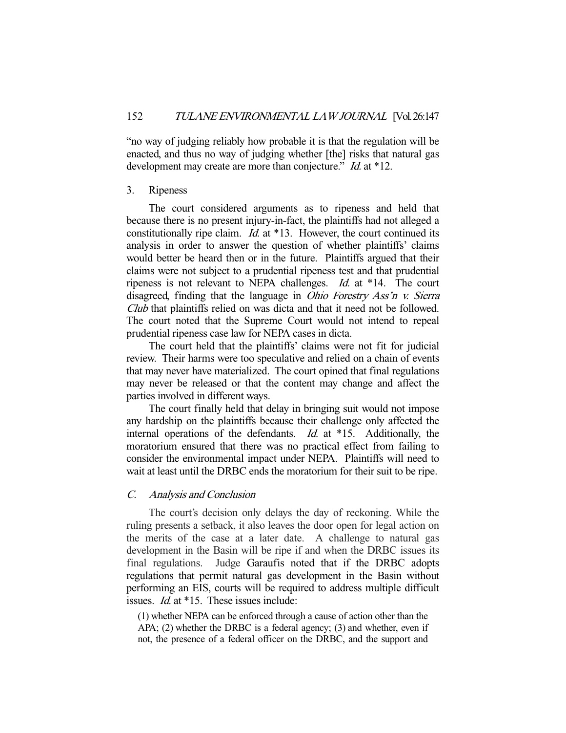"no way of judging reliably how probable it is that the regulation will be enacted, and thus no way of judging whether [the] risks that natural gas development may create are more than conjecture." *Id.* at *12.

### 3. Ripeness

The court considered arguments as to ripeness and held that because there is no present injury-in-fact, the plaintiffs had not alleged a constitutionally ripe claim. *Id.* at *13. However, the court continued its analysis in order to answer the question of whether plaintiffs' claims would better be heard then or in the future. Plaintiffs argued that their claims were not subject to a prudential ripeness test and that prudential ripeness is not relevant to NEPA challenges. *Id.* at *14. The court disagreed, finding that the language in *Ohio Forestry Ass'n v. Sierra Club* that plaintiffs relied on was dicta and that it need not be followed. The court noted that the Supreme Court would not intend to repeal prudential ripeness case law for NEPA cases in dicta.

The court held that the plaintiffs' claims were not fit for judicial review. Their harms were too speculative and relied on a chain of events that may never have materialized. The court opined that final regulations may never be released or that the content may change and affect the parties involved in different ways.

The court finally held that delay in bringing suit would not impose any hardship on the plaintiffs because their challenge only affected the internal operations of the defendants. *Id.* at *15. Additionally, the moratorium ensured that there was no practical effect from failing to consider the environmental impact under NEPA. Plaintiffs will need to wait at least until the DRBC ends the moratorium for their suit to be ripe.

## C. *Analysis and Conclusion*

The court's decision only delays the day of reckoning. While the ruling presents a setback, it also leaves the door open for legal action on the merits of the case at a later date. A challenge to natural gas development in the Basin will be ripe if and when the DRBC issues its final regulations. Judge Garaufis noted that if the DRBC adopts regulations that permit natural gas development in the Basin without performing an EIS, courts will be required to address multiple difficult issues. *Id.* at *15. These issues include:

> (1) whether NEPA can be enforced through a cause of action other than the APA; (2) whether the DRBC is a federal agency; (3) and whether, even if not, the presence of a federal officer on the DRBC, and the support and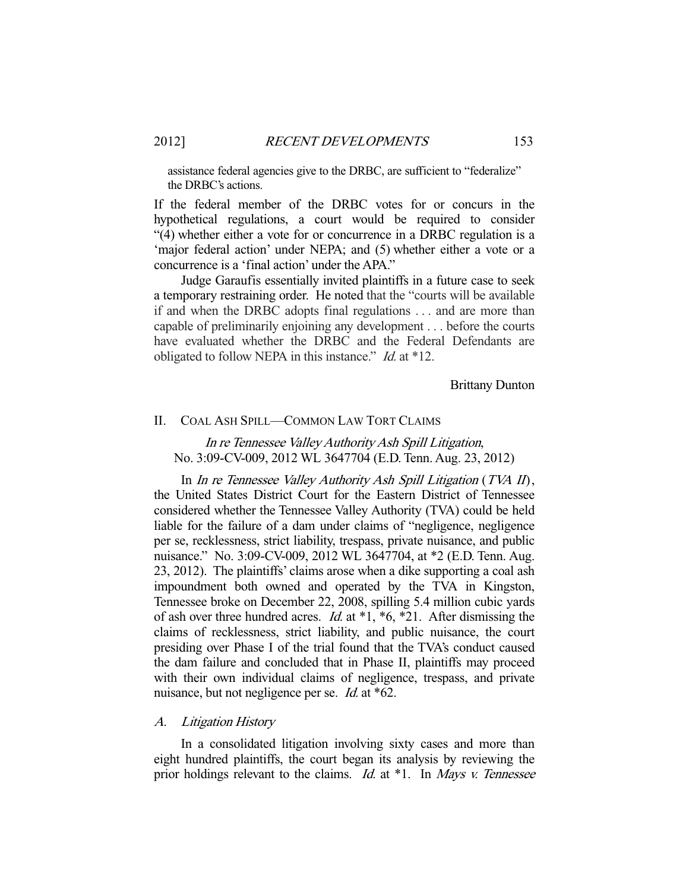assistance federal agencies give to the DRBC, are sufficient to "federalize" the DRBC's actions.

If the federal member of the DRBC votes for or concurs in the hypothetical regulations, a court would be required to consider "(4) whether either a vote for or concurrence in a DRBC regulation is a 'major federal action' under NEPA; and (5) whether either a vote or a concurrence is a 'final action' under the APA."

Judge Garaufis essentially invited plaintiffs in a future case to seek a temporary restraining order. He noted that the "courts will be available if and when the DRBC adopts final regulations . . . and are more than capable of preliminarily enjoining any development . . . before the courts have evaluated whether the DRBC and the Federal Defendants are obligated to follow NEPA in this instance." *Id.* at *12.

Brittany Dunton

## II. COAL ASH SPILL—COMMON LAW TORT CLAIMS

*In re Tennessee Valley Authority Ash Spill Litigation*,
No. 3:09-CV-009, 2012 WL 3647704 (E.D. Tenn. Aug. 23, 2012)

In *In re Tennessee Valley Authority Ash Spill Litigation* (*TVA II*), the United States District Court for the Eastern District of Tennessee considered whether the Tennessee Valley Authority (TVA) could be held liable for the failure of a dam under claims of "negligence, negligence per se, recklessness, strict liability, trespass, private nuisance, and public nuisance." No. 3:09-CV-009, 2012 WL 3647704, at *2 (E.D. Tenn. Aug. 23, 2012). The plaintiffs' claims arose when a dike supporting a coal ash impoundment both owned and operated by the TVA in Kingston, Tennessee broke on December 22, 2008, spilling 5.4 million cubic yards of ash over three hundred acres. *Id.* at *1, *6, *21. After dismissing the claims of recklessness, strict liability, and public nuisance, the court presiding over Phase I of the trial found that the TVA's conduct caused the dam failure and concluded that in Phase II, plaintiffs may proceed with their own individual claims of negligence, trespass, and private nuisance, but not negligence per se. *Id.* at *62.

### A. Litigation History

In a consolidated litigation involving sixty cases and more than eight hundred plaintiffs, the court began its analysis by reviewing the prior holdings relevant to the claims. *Id.* at *1. In *Mays v. Tennessee*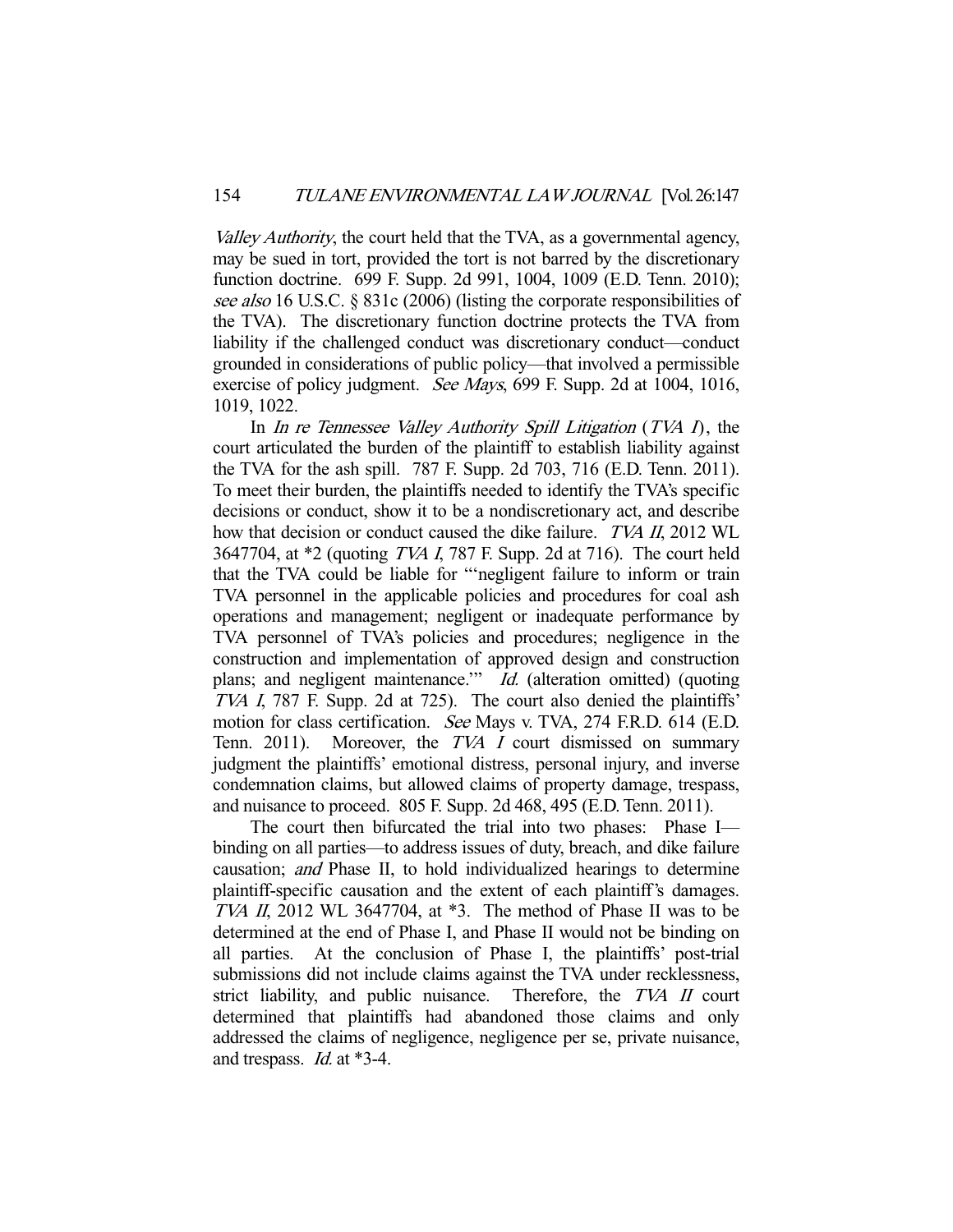*Valley Authority*, the court held that the TVA, as a governmental agency, may be sued in tort, provided the tort is not barred by the discretionary function doctrine. 699 F. Supp. 2d 991, 1004, 1009 (E.D. Tenn. 2010); *see also* 16 U.S.C. § 831c (2006) (listing the corporate responsibilities of the TVA). The discretionary function doctrine protects the TVA from liability if the challenged conduct was discretionary conduct—conduct grounded in considerations of public policy—that involved a permissible exercise of policy judgment. *See Mays*, 699 F. Supp. 2d at 1004, 1016, 1019, 1022.

In *In re Tennessee Valley Authority Spill Litigation* (*TVA I*), the court articulated the burden of the plaintiff to establish liability against the TVA for the ash spill. 787 F. Supp. 2d 703, 716 (E.D. Tenn. 2011). To meet their burden, the plaintiffs needed to identify the TVA's specific decisions or conduct, show it to be a nondiscretionary act, and describe how that decision or conduct caused the dike failure. *TVA II*, 2012 WL 3647704, at *2 (quoting *TVA I*, 787 F. Supp. 2d at 716). The court held that the TVA could be liable for "'negligent failure to inform or train TVA personnel in the applicable policies and procedures for coal ash operations and management; negligent or inadequate performance by TVA personnel of TVA's policies and procedures; negligence in the construction and implementation of approved design and construction plans; and negligent maintenance.'" *Id.* (alteration omitted) (quoting *TVA I*, 787 F. Supp. 2d at 725). The court also denied the plaintiffs' motion for class certification. *See* Mays v. TVA, 274 F.R.D. 614 (E.D. Tenn. 2011). Moreover, the *TVA I* court dismissed on summary judgment the plaintiffs' emotional distress, personal injury, and inverse condemnation claims, but allowed claims of property damage, trespass, and nuisance to proceed. 805 F. Supp. 2d 468, 495 (E.D. Tenn. 2011).

The court then bifurcated the trial into two phases: Phase I—binding on all parties—to address issues of duty, breach, and dike failure causation; *and* Phase II, to hold individualized hearings to determine plaintiff-specific causation and the extent of each plaintiff's damages. *TVA II*, 2012 WL 3647704, at *3. The method of Phase II was to be determined at the end of Phase I, and Phase II would not be binding on all parties. At the conclusion of Phase I, the plaintiffs' post-trial submissions did not include claims against the TVA under recklessness, strict liability, and public nuisance. Therefore, the *TVA II* court determined that plaintiffs had abandoned those claims and only addressed the claims of negligence, negligence per se, private nuisance, and trespass. *Id.* at *3-4.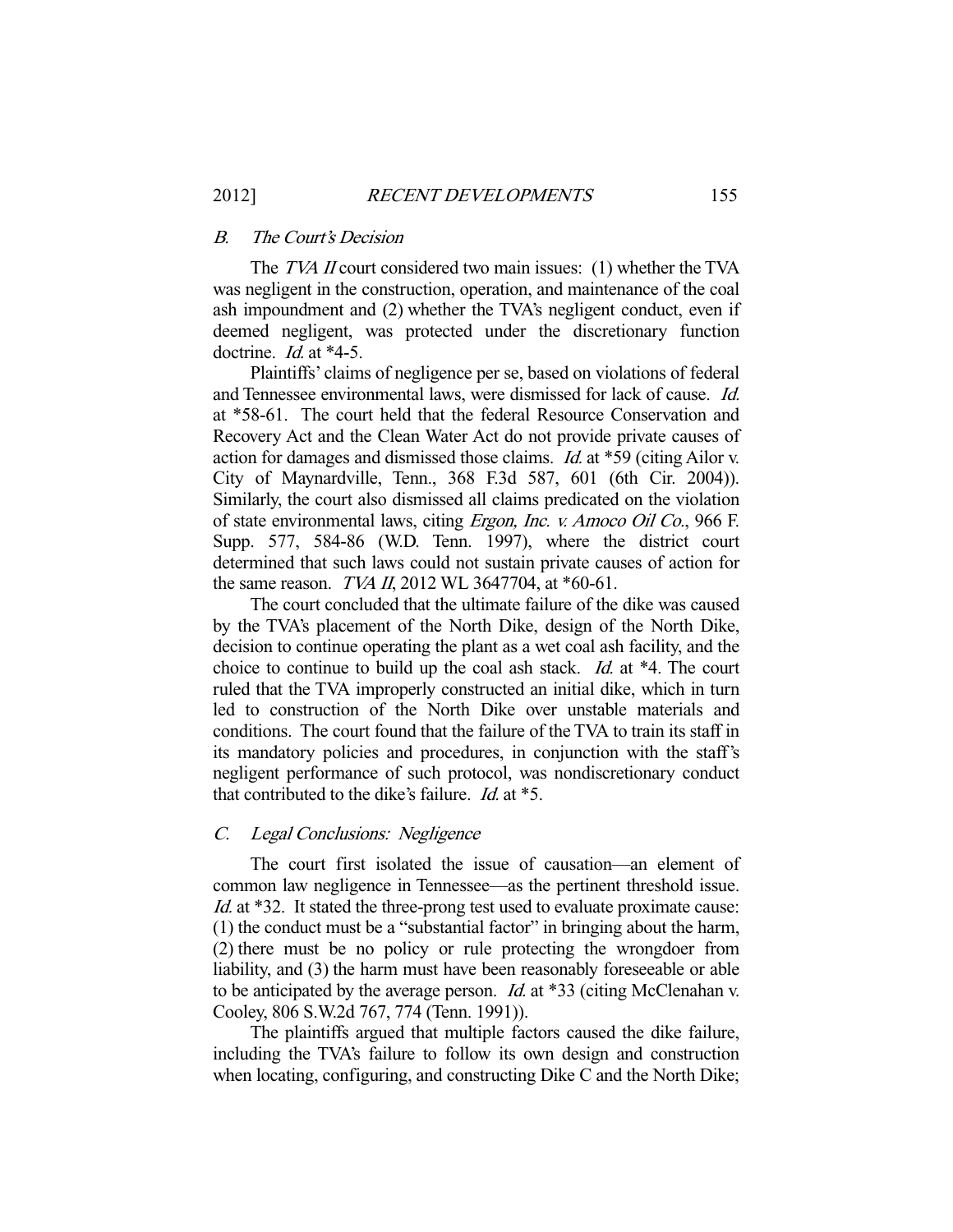### *B. The Court's Decision*

The *TVA II* court considered two main issues: (1) whether the TVA was negligent in the construction, operation, and maintenance of the coal ash impoundment and (2) whether the TVA's negligent conduct, even if deemed negligent, was protected under the discretionary function doctrine. *Id.* at *4-5.

Plaintiffs' claims of negligence per se, based on violations of federal and Tennessee environmental laws, were dismissed for lack of cause. *Id.* at *58-61. The court held that the federal Resource Conservation and Recovery Act and the Clean Water Act do not provide private causes of action for damages and dismissed those claims. *Id.* at *59 (citing Ailor v. City of Maynardville, Tenn., 368 F.3d 587, 601 (6th Cir. 2004)). Similarly, the court also dismissed all claims predicated on the violation of state environmental laws, citing *Ergon, Inc. v. Amoco Oil Co.*, 966 F. Supp. 577, 584-86 (W.D. Tenn. 1997), where the district court determined that such laws could not sustain private causes of action for the same reason. *TVA II*, 2012 WL 3647704, at *60-61.

The court concluded that the ultimate failure of the dike was caused by the TVA's placement of the North Dike, design of the North Dike, decision to continue operating the plant as a wet coal ash facility, and the choice to continue to build up the coal ash stack. *Id.* at *4. The court ruled that the TVA improperly constructed an initial dike, which in turn led to construction of the North Dike over unstable materials and conditions. The court found that the failure of the TVA to train its staff in its mandatory policies and procedures, in conjunction with the staff's negligent performance of such protocol, was nondiscretionary conduct that contributed to the dike's failure. *Id.* at *5.

### *C. Legal Conclusions: Negligence*

The court first isolated the issue of causation—an element of common law negligence in Tennessee—as the pertinent threshold issue. *Id.* at *32. It stated the three-prong test used to evaluate proximate cause: (1) the conduct must be a "substantial factor" in bringing about the harm, (2) there must be no policy or rule protecting the wrongdoer from liability, and (3) the harm must have been reasonably foreseeable or able to be anticipated by the average person. *Id.* at *33 (citing McClenahan v. Cooley, 806 S.W.2d 767, 774 (Tenn. 1991)).

The plaintiffs argued that multiple factors caused the dike failure, including the TVA's failure to follow its own design and construction when locating, configuring, and constructing Dike C and the North Dike;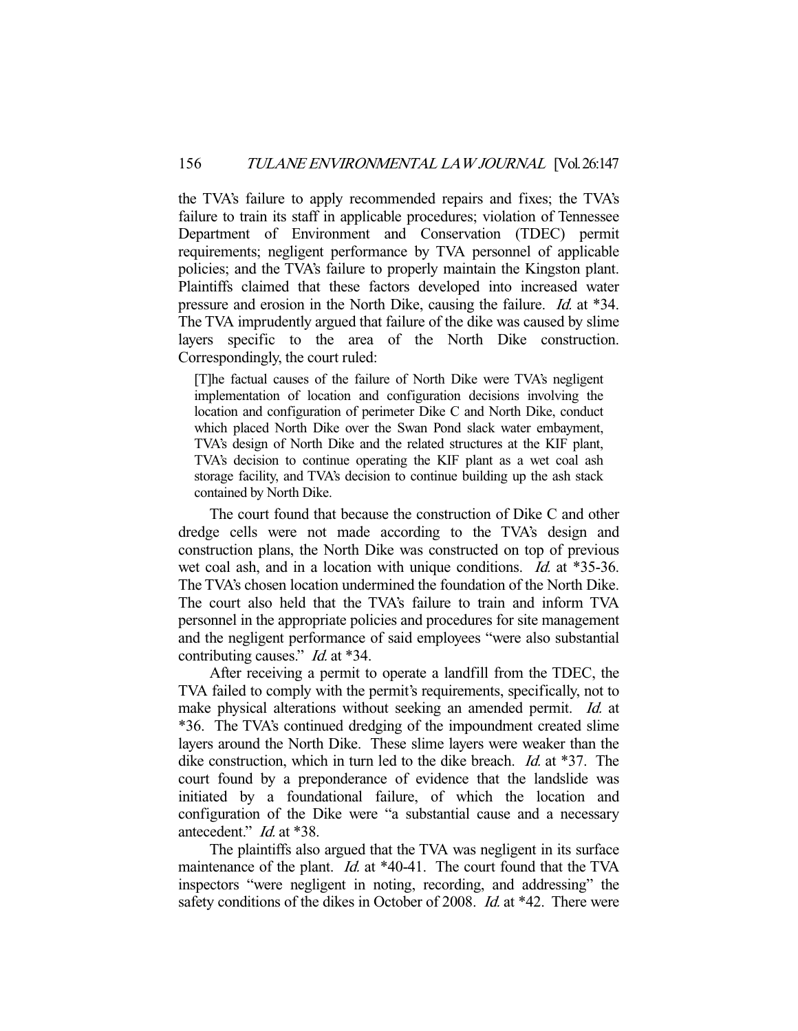the TVA's failure to apply recommended repairs and fixes; the TVA's failure to train its staff in applicable procedures; violation of Tennessee Department of Environment and Conservation (TDEC) permit requirements; negligent performance by TVA personnel of applicable policies; and the TVA's failure to properly maintain the Kingston plant. Plaintiffs claimed that these factors developed into increased water pressure and erosion in the North Dike, causing the failure. *Id.* at *34. The TVA imprudently argued that failure of the dike was caused by slime layers specific to the area of the North Dike construction. Correspondingly, the court ruled:

> [T]he factual causes of the failure of North Dike were TVA's negligent implementation of location and configuration decisions involving the location and configuration of perimeter Dike C and North Dike, conduct which placed North Dike over the Swan Pond slack water embayment, TVA's design of North Dike and the related structures at the KIF plant, TVA's decision to continue operating the KIF plant as a wet coal ash storage facility, and TVA's decision to continue building up the ash stack contained by North Dike.

The court found that because the construction of Dike C and other dredge cells were not made according to the TVA's design and construction plans, the North Dike was constructed on top of previous wet coal ash, and in a location with unique conditions. *Id.* at *35-36. The TVA's chosen location undermined the foundation of the North Dike. The court also held that the TVA's failure to train and inform TVA personnel in the appropriate policies and procedures for site management and the negligent performance of said employees "were also substantial contributing causes." *Id.* at *34.

After receiving a permit to operate a landfill from the TDEC, the TVA failed to comply with the permit's requirements, specifically, not to make physical alterations without seeking an amended permit. *Id.* at *36. The TVA's continued dredging of the impoundment created slime layers around the North Dike. These slime layers were weaker than the dike construction, which in turn led to the dike breach. *Id.* at *37. The court found by a preponderance of evidence that the landslide was initiated by a foundational failure, of which the location and configuration of the Dike were "a substantial cause and a necessary antecedent." *Id.* at *38.

The plaintiffs also argued that the TVA was negligent in its surface maintenance of the plant. *Id.* at *40-41. The court found that the TVA inspectors "were negligent in noting, recording, and addressing" the safety conditions of the dikes in October of 2008. *Id.* at *42. There were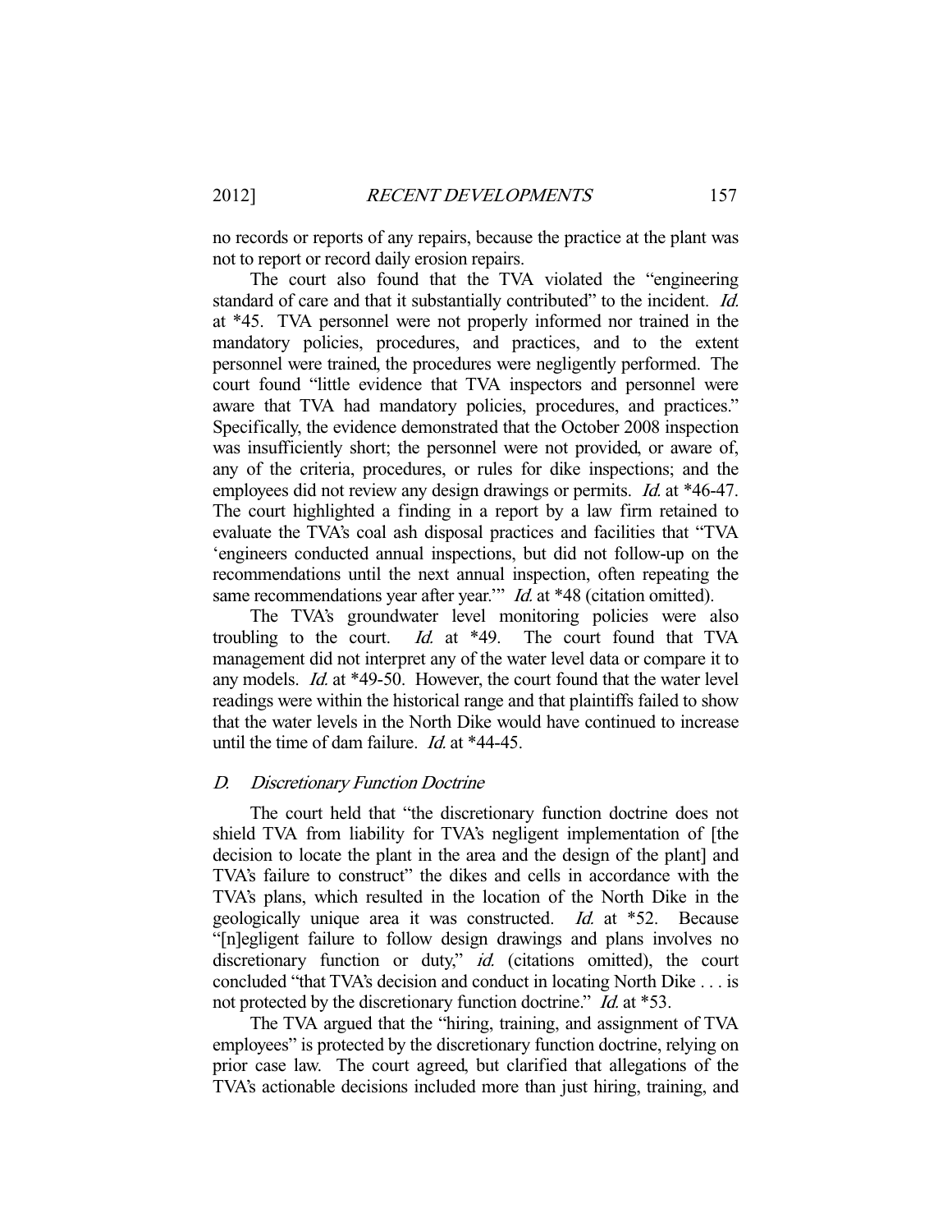no records or reports of any repairs, because the practice at the plant was not to report or record daily erosion repairs.

The court also found that the TVA violated the "engineering standard of care and that it substantially contributed" to the incident. *Id.* at *45. TVA personnel were not properly informed nor trained in the mandatory policies, procedures, and practices, and to the extent personnel were trained, the procedures were negligently performed. The court found "little evidence that TVA inspectors and personnel were aware that TVA had mandatory policies, procedures, and practices." Specifically, the evidence demonstrated that the October 2008 inspection was insufficiently short; the personnel were not provided, or aware of, any of the criteria, procedures, or rules for dike inspections; and the employees did not review any design drawings or permits. *Id.* at *46-47. The court highlighted a finding in a report by a law firm retained to evaluate the TVA's coal ash disposal practices and facilities that "TVA 'engineers conducted annual inspections, but did not follow-up on the recommendations until the next annual inspection, often repeating the same recommendations year after year.'" *Id.* at *48 (citation omitted).

The TVA's groundwater level monitoring policies were also troubling to the court. *Id.* at *49. The court found that TVA management did not interpret any of the water level data or compare it to any models. *Id.* at *49-50. However, the court found that the water level readings were within the historical range and that plaintiffs failed to show that the water levels in the North Dike would have continued to increase until the time of dam failure. *Id.* at *44-45.

### D. *Discretionary Function Doctrine*

The court held that "the discretionary function doctrine does not shield TVA from liability for TVA's negligent implementation of [the decision to locate the plant in the area and the design of the plant] and TVA's failure to construct" the dikes and cells in accordance with the TVA's plans, which resulted in the location of the North Dike in the geologically unique area it was constructed. *Id.* at *52. Because "[n]egligent failure to follow design drawings and plans involves no discretionary function or duty," *id.* (citations omitted), the court concluded "that TVA's decision and conduct in locating North Dike . . . is not protected by the discretionary function doctrine." *Id.* at *53.

The TVA argued that the "hiring, training, and assignment of TVA employees" is protected by the discretionary function doctrine, relying on prior case law. The court agreed, but clarified that allegations of the TVA's actionable decisions included more than just hiring, training, and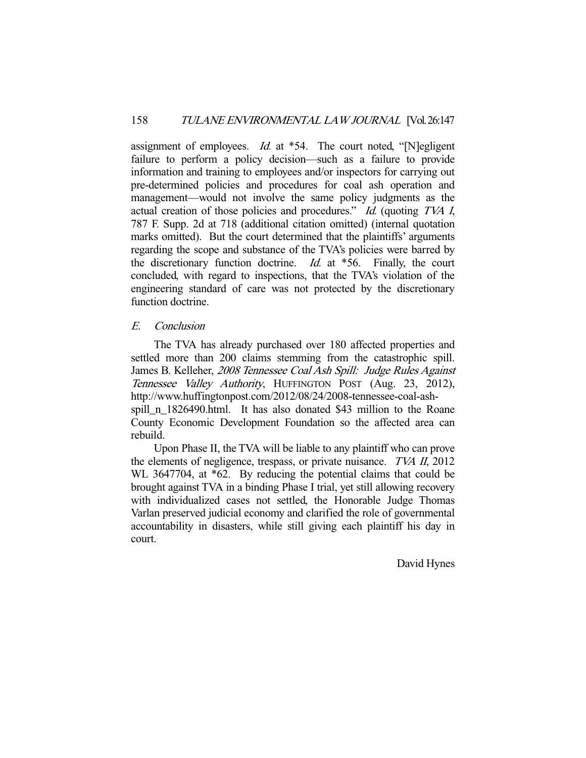assignment of employees. *Id.* at *54. The court noted, "[N]egligent failure to perform a policy decision—such as a failure to provide information and training to employees and/or inspectors for carrying out pre-determined policies and procedures for coal ash operation and management—would not involve the same policy judgments as the actual creation of those policies and procedures." *Id.* (quoting *TVA I*, 787 F. Supp. 2d at 718 (additional citation omitted) (internal quotation marks omitted). But the court determined that the plaintiffs' arguments regarding the scope and substance of the TVA's policies were barred by the discretionary function doctrine. *Id.* at *56. Finally, the court concluded, with regard to inspections, that the TVA's violation of the engineering standard of care was not protected by the discretionary function doctrine.

### *E. Conclusion*

The TVA has already purchased over 180 affected properties and settled more than 200 claims stemming from the catastrophic spill. James B. Kelleher, *2008 Tennessee Coal Ash Spill: Judge Rules Against Tennessee Valley Authority*, HUFFINGTON POST (Aug. 23, 2012), http://www.huffingtonpost.com/2012/08/24/2008-tennessee-coal-ash-spill_n_1826490.html. It has also donated $43 million to the Roane County Economic Development Foundation so the affected area can rebuild.

Upon Phase II, the TVA will be liable to any plaintiff who can prove the elements of negligence, trespass, or private nuisance. *TVA II*, 2012 WL 3647704, at *62. By reducing the potential claims that could be brought against TVA in a binding Phase I trial, yet still allowing recovery with individualized cases not settled, the Honorable Judge Thomas Varlan preserved judicial economy and clarified the role of governmental accountability in disasters, while still giving each plaintiff his day in court.

David Hynes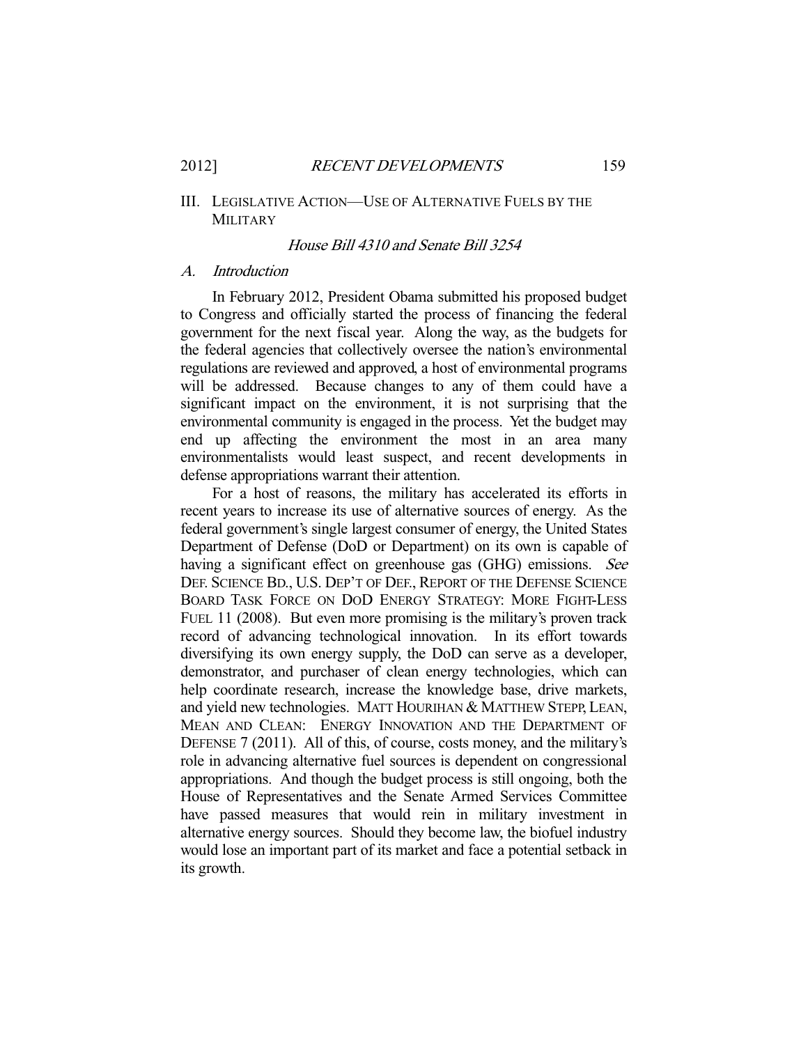## III. Legislative Action—Use of Alternative Fuels by the Military

*House Bill 4310 and Senate Bill 3254*

### A. *Introduction*

In February 2012, President Obama submitted his proposed budget to Congress and officially started the process of financing the federal government for the next fiscal year. Along the way, as the budgets for the federal agencies that collectively oversee the nation's environmental regulations are reviewed and approved, a host of environmental programs will be addressed. Because changes to any of them could have a significant impact on the environment, it is not surprising that the environmental community is engaged in the process. Yet the budget may end up affecting the environment the most in an area many environmentalists would least suspect, and recent developments in defense appropriations warrant their attention.

For a host of reasons, the military has accelerated its efforts in recent years to increase its use of alternative sources of energy. As the federal government's single largest consumer of energy, the United States Department of Defense (DoD or Department) on its own is capable of having a significant effect on greenhouse gas (GHG) emissions. *See* DEF. SCIENCE BD., U.S. DEP'T OF DEF., REPORT OF THE DEFENSE SCIENCE BOARD TASK FORCE ON DOD ENERGY STRATEGY: MORE FIGHT-LESS FUEL 11 (2008). But even more promising is the military's proven track record of advancing technological innovation. In its effort towards diversifying its own energy supply, the DoD can serve as a developer, demonstrator, and purchaser of clean energy technologies, which can help coordinate research, increase the knowledge base, drive markets, and yield new technologies. MATT HOURIHAN & MATTHEW STEPP, LEAN, MEAN AND CLEAN: ENERGY INNOVATION AND THE DEPARTMENT OF DEFENSE 7 (2011). All of this, of course, costs money, and the military's role in advancing alternative fuel sources is dependent on congressional appropriations. And though the budget process is still ongoing, both the House of Representatives and the Senate Armed Services Committee have passed measures that would rein in military investment in alternative energy sources. Should they become law, the biofuel industry would lose an important part of its market and face a potential setback in its growth.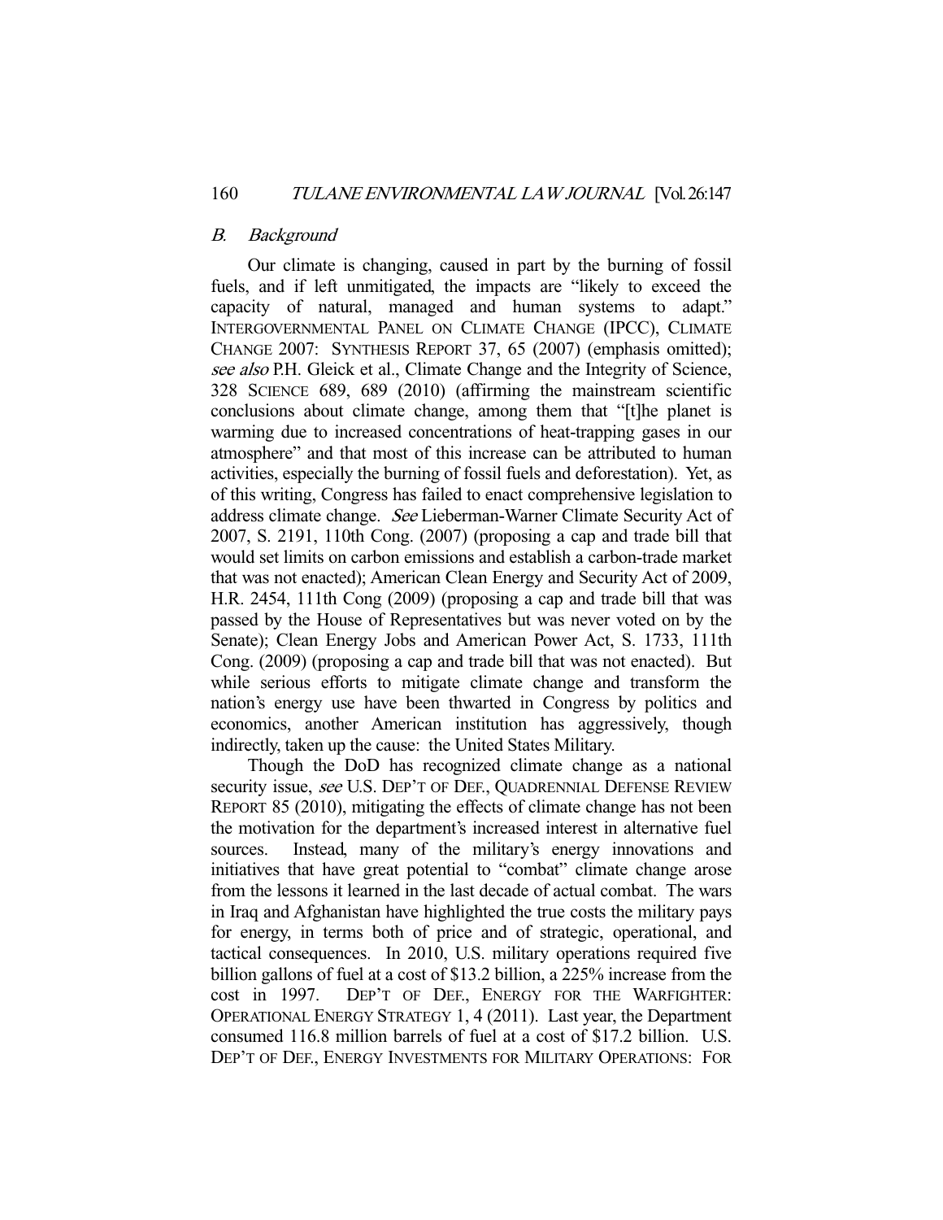### *B. Background*

Our climate is changing, caused in part by the burning of fossil fuels, and if left unmitigated, the impacts are "likely to exceed the capacity of natural, managed and human systems to adapt." INTERGOVERNMENTAL PANEL ON CLIMATE CHANGE (IPCC), CLIMATE CHANGE 2007: SYNTHESIS REPORT 37, 65 (2007) (emphasis omitted); *see also* P.H. Gleick et al., Climate Change and the Integrity of Science, 328 SCIENCE 689, 689 (2010) (affirming the mainstream scientific conclusions about climate change, among them that "[t]he planet is warming due to increased concentrations of heat-trapping gases in our atmosphere" and that most of this increase can be attributed to human activities, especially the burning of fossil fuels and deforestation). Yet, as of this writing, Congress has failed to enact comprehensive legislation to address climate change. *See* Lieberman-Warner Climate Security Act of 2007, S. 2191, 110th Cong. (2007) (proposing a cap and trade bill that would set limits on carbon emissions and establish a carbon-trade market that was not enacted); American Clean Energy and Security Act of 2009, H.R. 2454, 111th Cong (2009) (proposing a cap and trade bill that was passed by the House of Representatives but was never voted on by the Senate); Clean Energy Jobs and American Power Act, S. 1733, 111th Cong. (2009) (proposing a cap and trade bill that was not enacted). But while serious efforts to mitigate climate change and transform the nation's energy use have been thwarted in Congress by politics and economics, another American institution has aggressively, though indirectly, taken up the cause: the United States Military.

Though the DoD has recognized climate change as a national security issue, *see* U.S. DEP'T OF DEF., QUADRENNIAL DEFENSE REVIEW REPORT 85 (2010), mitigating the effects of climate change has not been the motivation for the department's increased interest in alternative fuel sources. Instead, many of the military's energy innovations and initiatives that have great potential to "combat" climate change arose from the lessons it learned in the last decade of actual combat. The wars in Iraq and Afghanistan have highlighted the true costs the military pays for energy, in terms both of price and of strategic, operational, and tactical consequences. In 2010, U.S. military operations required five billion gallons of fuel at a cost of $13.2 billion, a 225% increase from the cost in 1997. DEP'T OF DEF., ENERGY FOR THE WARFIGHTER: OPERATIONAL ENERGY STRATEGY 1, 4 (2011). Last year, the Department consumed 116.8 million barrels of fuel at a cost of $17.2 billion. U.S. DEP'T OF DEF., ENERGY INVESTMENTS FOR MILITARY OPERATIONS: FOR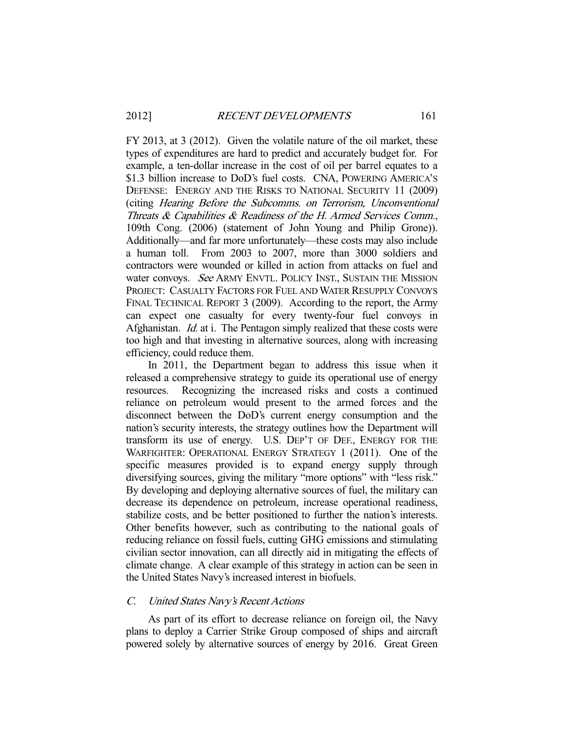FY 2013, at 3 (2012). Given the volatile nature of the oil market, these types of expenditures are hard to predict and accurately budget for. For example, a ten-dollar increase in the cost of oil per barrel equates to a $1.3 billion increase to DoD's fuel costs. CNA, POWERING AMERICA'S DEFENSE: ENERGY AND THE RISKS TO NATIONAL SECURITY 11 (2009) (citing *Hearing Before the Subcomms. on Terrorism, Unconventional Threats & Capabilities & Readiness of the H. Armed Services Comm.*, 109th Cong. (2006) (statement of John Young and Philip Grone)). Additionally—and far more unfortunately—these costs may also include a human toll. From 2003 to 2007, more than 3000 soldiers and contractors were wounded or killed in action from attacks on fuel and water convoys. *See* ARMY ENVTL. POLICY INST., SUSTAIN THE MISSION PROJECT: CASUALTY FACTORS FOR FUEL AND WATER RESUPPLY CONVOYS FINAL TECHNICAL REPORT 3 (2009). According to the report, the Army can expect one casualty for every twenty-four fuel convoys in Afghanistan. *Id.* at i. The Pentagon simply realized that these costs were too high and that investing in alternative sources, along with increasing efficiency, could reduce them.

In 2011, the Department began to address this issue when it released a comprehensive strategy to guide its operational use of energy resources. Recognizing the increased risks and costs a continued reliance on petroleum would present to the armed forces and the disconnect between the DoD's current energy consumption and the nation's security interests, the strategy outlines how the Department will transform its use of energy. U.S. DEP'T OF DEF., ENERGY FOR THE WARFIGHTER: OPERATIONAL ENERGY STRATEGY 1 (2011). One of the specific measures provided is to expand energy supply through diversifying sources, giving the military "more options" with "less risk." By developing and deploying alternative sources of fuel, the military can decrease its dependence on petroleum, increase operational readiness, stabilize costs, and be better positioned to further the nation's interests. Other benefits however, such as contributing to the national goals of reducing reliance on fossil fuels, cutting GHG emissions and stimulating civilian sector innovation, can all directly aid in mitigating the effects of climate change. A clear example of this strategy in action can be seen in the United States Navy's increased interest in biofuels.

### *C. United States Navy's Recent Actions*

As part of its effort to decrease reliance on foreign oil, the Navy plans to deploy a Carrier Strike Group composed of ships and aircraft powered solely by alternative sources of energy by 2016. Great Green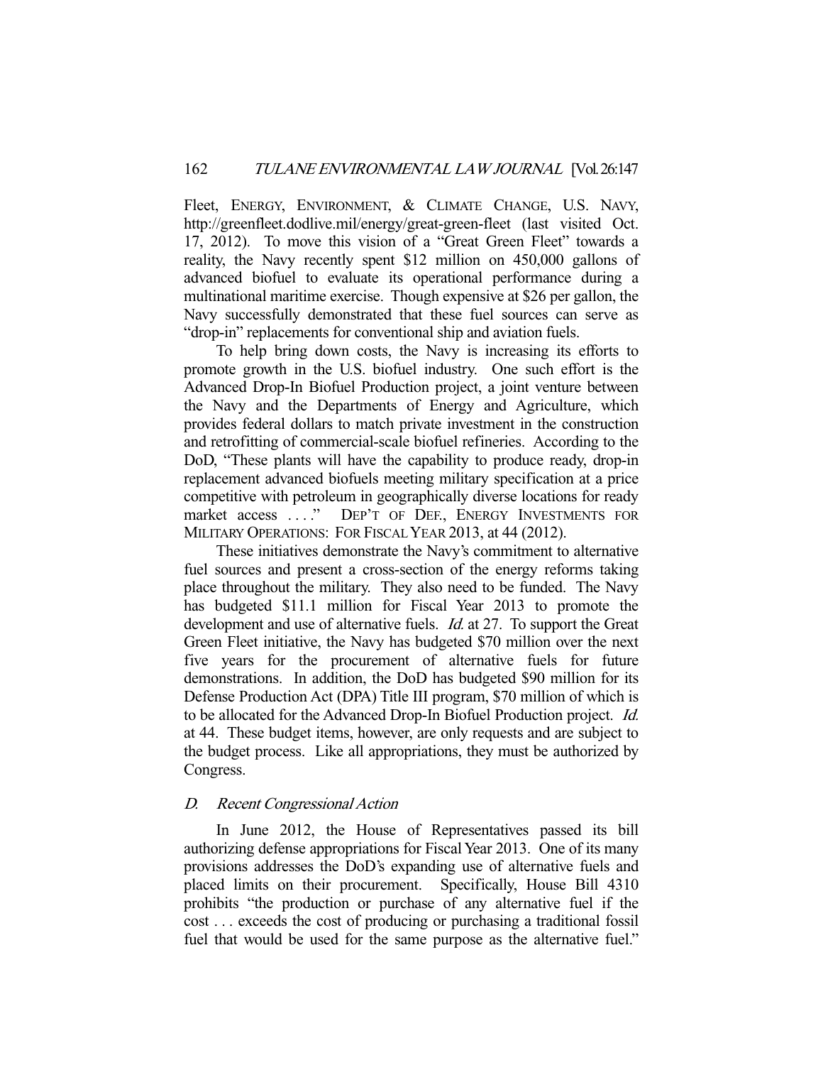Fleet, ENERGY, ENVIRONMENT, & CLIMATE CHANGE, U.S. NAVY, http://greenfleet.dodlive.mil/energy/great-green-fleet (last visited Oct. 17, 2012). To move this vision of a "Great Green Fleet" towards a reality, the Navy recently spent $12 million on 450,000 gallons of advanced biofuel to evaluate its operational performance during a multinational maritime exercise. Though expensive at $26 per gallon, the Navy successfully demonstrated that these fuel sources can serve as "drop-in" replacements for conventional ship and aviation fuels.

To help bring down costs, the Navy is increasing its efforts to promote growth in the U.S. biofuel industry. One such effort is the Advanced Drop-In Biofuel Production project, a joint venture between the Navy and the Departments of Energy and Agriculture, which provides federal dollars to match private investment in the construction and retrofitting of commercial-scale biofuel refineries. According to the DoD, "These plants will have the capability to produce ready, drop-in replacement advanced biofuels meeting military specification at a price competitive with petroleum in geographically diverse locations for ready market access . . . ." DEP'T OF DEF., ENERGY INVESTMENTS FOR MILITARY OPERATIONS: FOR FISCAL YEAR 2013, at 44 (2012).

These initiatives demonstrate the Navy's commitment to alternative fuel sources and present a cross-section of the energy reforms taking place throughout the military. They also need to be funded. The Navy has budgeted $11.1 million for Fiscal Year 2013 to promote the development and use of alternative fuels. *Id.* at 27. To support the Great Green Fleet initiative, the Navy has budgeted $70 million over the next five years for the procurement of alternative fuels for future demonstrations. In addition, the DoD has budgeted $90 million for its Defense Production Act (DPA) Title III program, $70 million of which is to be allocated for the Advanced Drop-In Biofuel Production project. *Id.* at 44. These budget items, however, are only requests and are subject to the budget process. Like all appropriations, they must be authorized by Congress.

### *D. Recent Congressional Action*

In June 2012, the House of Representatives passed its bill authorizing defense appropriations for Fiscal Year 2013. One of its many provisions addresses the DoD's expanding use of alternative fuels and placed limits on their procurement. Specifically, House Bill 4310 prohibits "the production or purchase of any alternative fuel if the cost . . . exceeds the cost of producing or purchasing a traditional fossil fuel that would be used for the same purpose as the alternative fuel."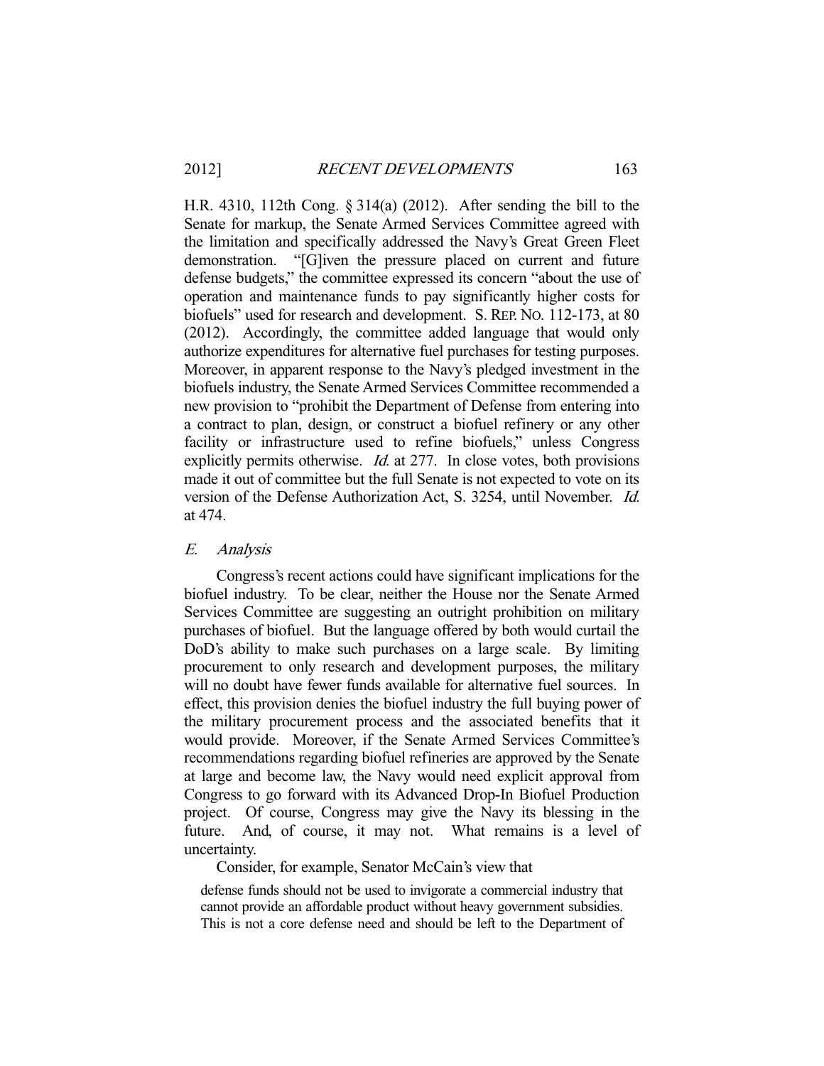H.R. 4310, 112th Cong. § 314(a) (2012). After sending the bill to the Senate for markup, the Senate Armed Services Committee agreed with the limitation and specifically addressed the Navy's Great Green Fleet demonstration. "[G]iven the pressure placed on current and future defense budgets," the committee expressed its concern "about the use of operation and maintenance funds to pay significantly higher costs for biofuels" used for research and development. S. REP. NO. 112-173, at 80 (2012). Accordingly, the committee added language that would only authorize expenditures for alternative fuel purchases for testing purposes. Moreover, in apparent response to the Navy's pledged investment in the biofuels industry, the Senate Armed Services Committee recommended a new provision to "prohibit the Department of Defense from entering into a contract to plan, design, or construct a biofuel refinery or any other facility or infrastructure used to refine biofuels," unless Congress explicitly permits otherwise. *Id.* at 277. In close votes, both provisions made it out of committee but the full Senate is not expected to vote on its version of the Defense Authorization Act, S. 3254, until November. *Id.* at 474.

### *E. Analysis*

Congress's recent actions could have significant implications for the biofuel industry. To be clear, neither the House nor the Senate Armed Services Committee are suggesting an outright prohibition on military purchases of biofuel. But the language offered by both would curtail the DoD's ability to make such purchases on a large scale. By limiting procurement to only research and development purposes, the military will no doubt have fewer funds available for alternative fuel sources. In effect, this provision denies the biofuel industry the full buying power of the military procurement process and the associated benefits that it would provide. Moreover, if the Senate Armed Services Committee's recommendations regarding biofuel refineries are approved by the Senate at large and become law, the Navy would need explicit approval from Congress to go forward with its Advanced Drop-In Biofuel Production project. Of course, Congress may give the Navy its blessing in the future. And, of course, it may not. What remains is a level of uncertainty.

Consider, for example, Senator McCain's view that

> defense funds should not be used to invigorate a commercial industry that cannot provide an affordable product without heavy government subsidies. This is not a core defense need and should be left to the Department of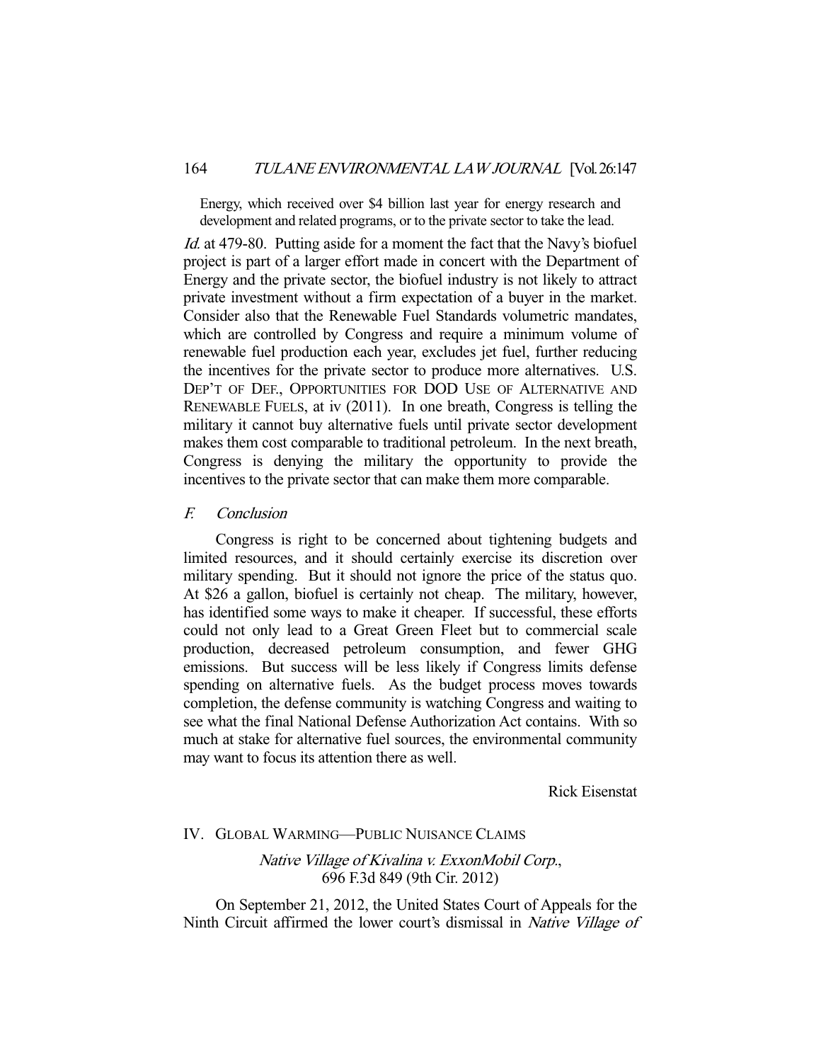> Energy, which received over $4 billion last year for energy research and development and related programs, or to the private sector to take the lead.

*Id.* at 479-80. Putting aside for a moment the fact that the Navy's biofuel project is part of a larger effort made in concert with the Department of Energy and the private sector, the biofuel industry is not likely to attract private investment without a firm expectation of a buyer in the market. Consider also that the Renewable Fuel Standards volumetric mandates, which are controlled by Congress and require a minimum volume of renewable fuel production each year, excludes jet fuel, further reducing the incentives for the private sector to produce more alternatives. U.S. DEP'T OF DEF., OPPORTUNITIES FOR DOD USE OF ALTERNATIVE AND RENEWABLE FUELS, at iv (2011). In one breath, Congress is telling the military it cannot buy alternative fuels until private sector development makes them cost comparable to traditional petroleum. In the next breath, Congress is denying the military the opportunity to provide the incentives to the private sector that can make them more comparable.

### F. *Conclusion*

Congress is right to be concerned about tightening budgets and limited resources, and it should certainly exercise its discretion over military spending. But it should not ignore the price of the status quo. At $26 a gallon, biofuel is certainly not cheap. The military, however, has identified some ways to make it cheaper. If successful, these efforts could not only lead to a Great Green Fleet but to commercial scale production, decreased petroleum consumption, and fewer GHG emissions. But success will be less likely if Congress limits defense spending on alternative fuels. As the budget process moves towards completion, the defense community is watching Congress and waiting to see what the final National Defense Authorization Act contains. With so much at stake for alternative fuel sources, the environmental community may want to focus its attention there as well.

Rick Eisenstat

## IV. GLOBAL WARMING—PUBLIC NUISANCE CLAIMS

*Native Village of Kivalina v. ExxonMobil Corp.*, 696 F.3d 849 (9th Cir. 2012)

On September 21, 2012, the United States Court of Appeals for the Ninth Circuit affirmed the lower court's dismissal in *Native Village of*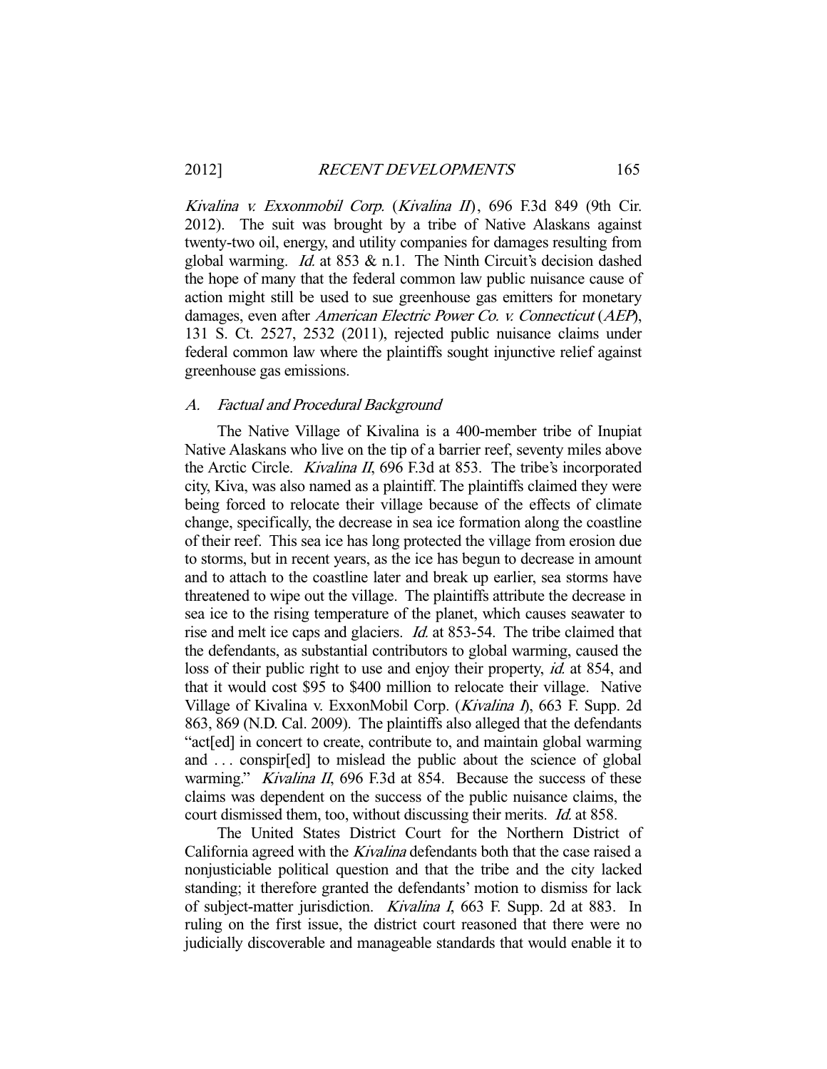*Kivalina v. Exxonmobil Corp.* (*Kivalina II*), 696 F.3d 849 (9th Cir. 2012). The suit was brought by a tribe of Native Alaskans against twenty-two oil, energy, and utility companies for damages resulting from global warming. *Id.* at 853 & n.1. The Ninth Circuit's decision dashed the hope of many that the federal common law public nuisance cause of action might still be used to sue greenhouse gas emitters for monetary damages, even after *American Electric Power Co. v. Connecticut* (*AEP*), 131 S. Ct. 2527, 2532 (2011), rejected public nuisance claims under federal common law where the plaintiffs sought injunctive relief against greenhouse gas emissions.

### *A. Factual and Procedural Background*

The Native Village of Kivalina is a 400-member tribe of Inupiat Native Alaskans who live on the tip of a barrier reef, seventy miles above the Arctic Circle. *Kivalina II*, 696 F.3d at 853. The tribe's incorporated city, Kiva, was also named as a plaintiff. The plaintiffs claimed they were being forced to relocate their village because of the effects of climate change, specifically, the decrease in sea ice formation along the coastline of their reef. This sea ice has long protected the village from erosion due to storms, but in recent years, as the ice has begun to decrease in amount and to attach to the coastline later and break up earlier, sea storms have threatened to wipe out the village. The plaintiffs attribute the decrease in sea ice to the rising temperature of the planet, which causes seawater to rise and melt ice caps and glaciers. *Id.* at 853-54. The tribe claimed that the defendants, as substantial contributors to global warming, caused the loss of their public right to use and enjoy their property, *id.* at 854, and that it would cost $95 to $400 million to relocate their village. Native Village of Kivalina v. ExxonMobil Corp. (*Kivalina I*), 663 F. Supp. 2d 863, 869 (N.D. Cal. 2009). The plaintiffs also alleged that the defendants "act[ed] in concert to create, contribute to, and maintain global warming and . . . conspir[ed] to mislead the public about the science of global warming." *Kivalina II*, 696 F.3d at 854. Because the success of these claims was dependent on the success of the public nuisance claims, the court dismissed them, too, without discussing their merits. *Id.* at 858.

The United States District Court for the Northern District of California agreed with the *Kivalina* defendants both that the case raised a nonjusticiable political question and that the tribe and the city lacked standing; it therefore granted the defendants' motion to dismiss for lack of subject-matter jurisdiction. *Kivalina I*, 663 F. Supp. 2d at 883. In ruling on the first issue, the district court reasoned that there were no judicially discoverable and manageable standards that would enable it to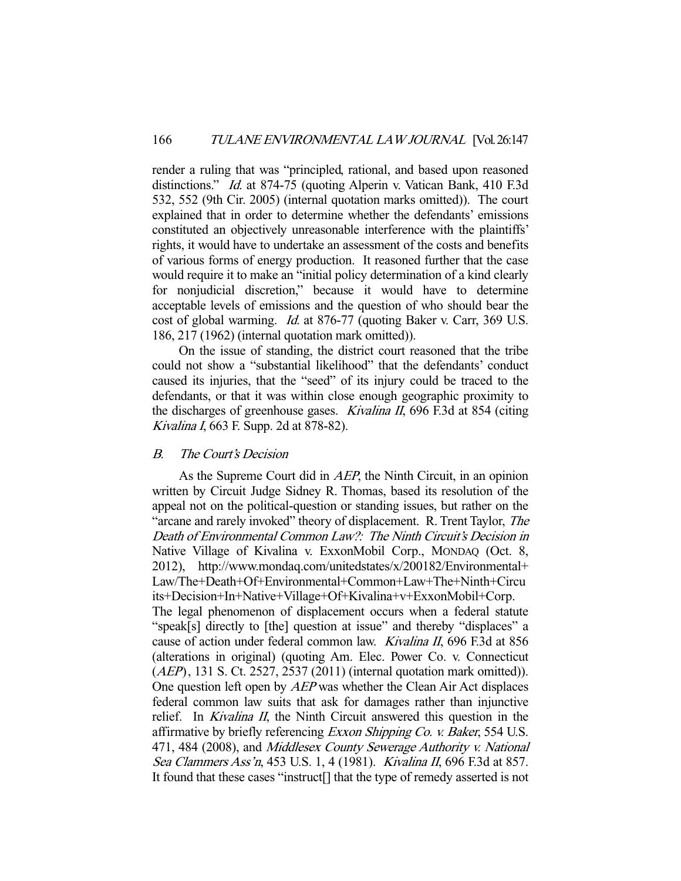render a ruling that was "principled, rational, and based upon reasoned distinctions." *Id.* at 874-75 (quoting Alperin v. Vatican Bank, 410 F.3d 532, 552 (9th Cir. 2005) (internal quotation marks omitted)). The court explained that in order to determine whether the defendants' emissions constituted an objectively unreasonable interference with the plaintiffs' rights, it would have to undertake an assessment of the costs and benefits of various forms of energy production. It reasoned further that the case would require it to make an "initial policy determination of a kind clearly for nonjudicial discretion," because it would have to determine acceptable levels of emissions and the question of who should bear the cost of global warming. *Id.* at 876-77 (quoting Baker v. Carr, 369 U.S. 186, 217 (1962) (internal quotation mark omitted)).

On the issue of standing, the district court reasoned that the tribe could not show a "substantial likelihood" that the defendants' conduct caused its injuries, that the "seed" of its injury could be traced to the defendants, or that it was within close enough geographic proximity to the discharges of greenhouse gases. *Kivalina II*, 696 F.3d at 854 (citing *Kivalina I*, 663 F. Supp. 2d at 878-82).

### B. *The Court's Decision*

As the Supreme Court did in *AEP*, the Ninth Circuit, in an opinion written by Circuit Judge Sidney R. Thomas, based its resolution of the appeal not on the political-question or standing issues, but rather on the "arcane and rarely invoked" theory of displacement. R. Trent Taylor, *The Death of Environmental Common Law?: The Ninth Circuit's Decision in* Native Village of Kivalina v. ExxonMobil Corp., MONDAQ (Oct. 8, 2012), http://www.mondaq.com/unitedstates/x/200182/Environmental+Law/The+Death+Of+Environmental+Common+Law+The+Ninth+Circuits+Decision+In+Native+Village+Of+Kivalina+v+ExxonMobil+Corp. The legal phenomenon of displacement occurs when a federal statute "speak[s] directly to [the] question at issue" and thereby "displaces" a cause of action under federal common law. *Kivalina II*, 696 F.3d at 856 (alterations in original) (quoting Am. Elec. Power Co. v. Connecticut (*AEP*), 131 S. Ct. 2527, 2537 (2011) (internal quotation mark omitted)). One question left open by *AEP* was whether the Clean Air Act displaces federal common law suits that ask for damages rather than injunctive relief. In *Kivalina II*, the Ninth Circuit answered this question in the affirmative by briefly referencing *Exxon Shipping Co. v. Baker*, 554 U.S. 471, 484 (2008), and *Middlesex County Sewerage Authority v. National Sea Clammers Ass'n*, 453 U.S. 1, 4 (1981). *Kivalina II*, 696 F.3d at 857. It found that these cases "instruct[] that the type of remedy asserted is not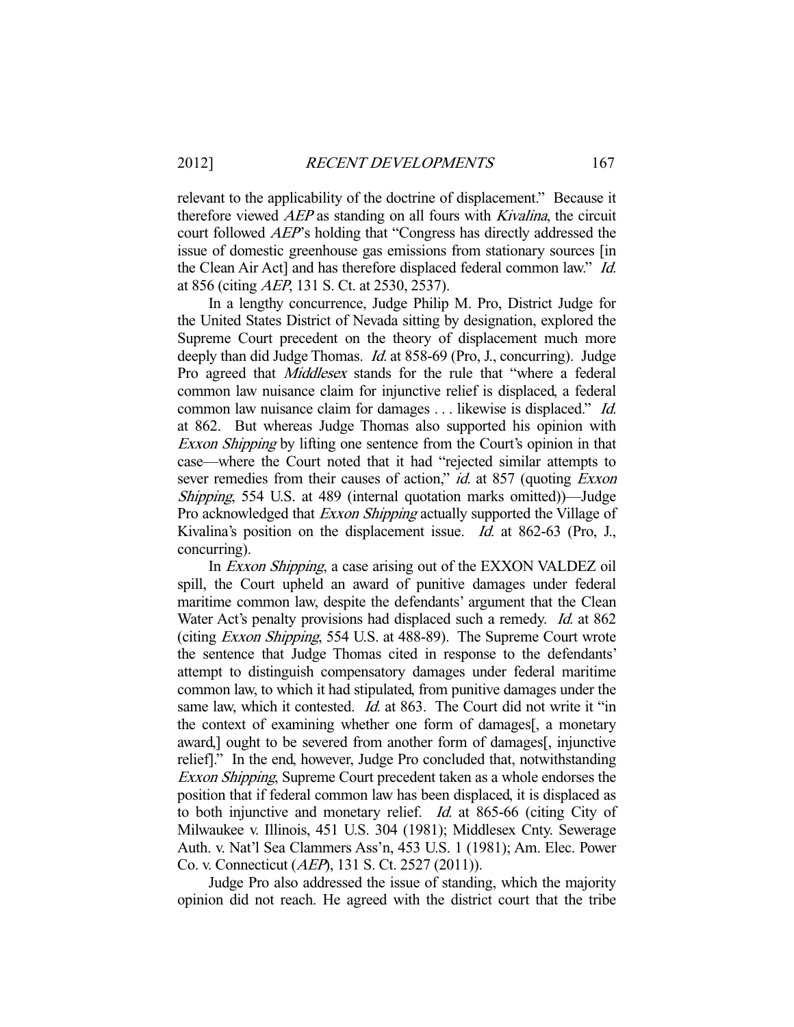relevant to the applicability of the doctrine of displacement." Because it therefore viewed *AEP* as standing on all fours with *Kivalina*, the circuit court followed *AEP*'s holding that "Congress has directly addressed the issue of domestic greenhouse gas emissions from stationary sources [in the Clean Air Act] and has therefore displaced federal common law." *Id.* at 856 (citing *AEP*, 131 S. Ct. at 2530, 2537).

In a lengthy concurrence, Judge Philip M. Pro, District Judge for the United States District of Nevada sitting by designation, explored the Supreme Court precedent on the theory of displacement much more deeply than did Judge Thomas. *Id.* at 858-69 (Pro, J., concurring). Judge Pro agreed that *Middlesex* stands for the rule that "where a federal common law nuisance claim for injunctive relief is displaced, a federal common law nuisance claim for damages . . . likewise is displaced." *Id.* at 862. But whereas Judge Thomas also supported his opinion with *Exxon Shipping* by lifting one sentence from the Court's opinion in that case—where the Court noted that it had "rejected similar attempts to sever remedies from their causes of action," *id.* at 857 (quoting *Exxon Shipping*, 554 U.S. at 489 (internal quotation marks omitted))—Judge Pro acknowledged that *Exxon Shipping* actually supported the Village of Kivalina's position on the displacement issue. *Id.* at 862-63 (Pro, J., concurring).

In *Exxon Shipping*, a case arising out of the EXXON VALDEZ oil spill, the Court upheld an award of punitive damages under federal maritime common law, despite the defendants' argument that the Clean Water Act's penalty provisions had displaced such a remedy. *Id.* at 862 (citing *Exxon Shipping*, 554 U.S. at 488-89). The Supreme Court wrote the sentence that Judge Thomas cited in response to the defendants' attempt to distinguish compensatory damages under federal maritime common law, to which it had stipulated, from punitive damages under the same law, which it contested. *Id.* at 863. The Court did not write it "in the context of examining whether one form of damages[, a monetary award,] ought to be severed from another form of damages[, injunctive relief]." In the end, however, Judge Pro concluded that, notwithstanding *Exxon Shipping*, Supreme Court precedent taken as a whole endorses the position that if federal common law has been displaced, it is displaced as to both injunctive and monetary relief. *Id.* at 865-66 (citing City of Milwaukee v. Illinois, 451 U.S. 304 (1981); Middlesex Cnty. Sewerage Auth. v. Nat'l Sea Clammers Ass'n, 453 U.S. 1 (1981); Am. Elec. Power Co. v. Connecticut (*AEP*), 131 S. Ct. 2527 (2011)).

Judge Pro also addressed the issue of standing, which the majority opinion did not reach. He agreed with the district court that the tribe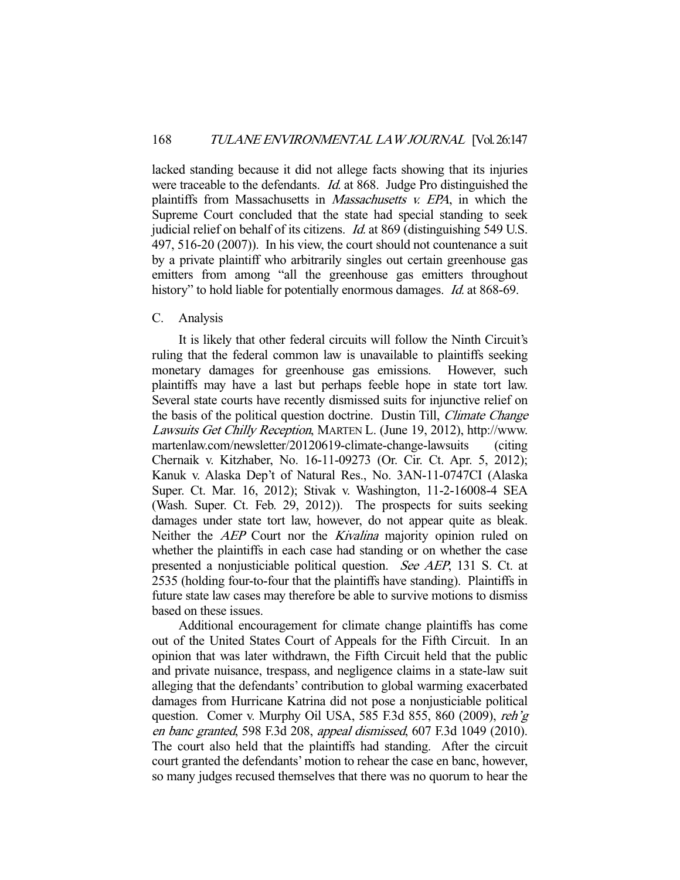lacked standing because it did not allege facts showing that its injuries were traceable to the defendants. *Id.* at 868. Judge Pro distinguished the plaintiffs from Massachusetts in *Massachusetts v. EPA*, in which the Supreme Court concluded that the state had special standing to seek judicial relief on behalf of its citizens. *Id.* at 869 (distinguishing 549 U.S. 497, 516-20 (2007)). In his view, the court should not countenance a suit by a private plaintiff who arbitrarily singles out certain greenhouse gas emitters from among "all the greenhouse gas emitters throughout history" to hold liable for potentially enormous damages. *Id.* at 868-69.

## C. Analysis

It is likely that other federal circuits will follow the Ninth Circuit's ruling that the federal common law is unavailable to plaintiffs seeking monetary damages for greenhouse gas emissions. However, such plaintiffs may have a last but perhaps feeble hope in state tort law. Several state courts have recently dismissed suits for injunctive relief on the basis of the political question doctrine. Dustin Till, *Climate Change Lawsuits Get Chilly Reception*, MARTEN L. (June 19, 2012), http://www.martenlaw.com/newsletter/20120619-climate-change-lawsuits (citing Chernaik v. Kitzhaber, No. 16-11-09273 (Or. Cir. Ct. Apr. 5, 2012); Kanuk v. Alaska Dep't of Natural Res., No. 3AN-11-0747CI (Alaska Super. Ct. Mar. 16, 2012); Stivak v. Washington, 11-2-16008-4 SEA (Wash. Super. Ct. Feb. 29, 2012)). The prospects for suits seeking damages under state tort law, however, do not appear quite as bleak. Neither the *AEP* Court nor the *Kivalina* majority opinion ruled on whether the plaintiffs in each case had standing or on whether the case presented a nonjusticiable political question. *See AEP*, 131 S. Ct. at 2535 (holding four-to-four that the plaintiffs have standing). Plaintiffs in future state law cases may therefore be able to survive motions to dismiss based on these issues.

Additional encouragement for climate change plaintiffs has come out of the United States Court of Appeals for the Fifth Circuit. In an opinion that was later withdrawn, the Fifth Circuit held that the public and private nuisance, trespass, and negligence claims in a state-law suit alleging that the defendants' contribution to global warming exacerbated damages from Hurricane Katrina did not pose a nonjusticiable political question. Comer v. Murphy Oil USA, 585 F.3d 855, 860 (2009), *reh'g en banc granted*, 598 F.3d 208, *appeal dismissed*, 607 F.3d 1049 (2010). The court also held that the plaintiffs had standing. After the circuit court granted the defendants' motion to rehear the case en banc, however, so many judges recused themselves that there was no quorum to hear the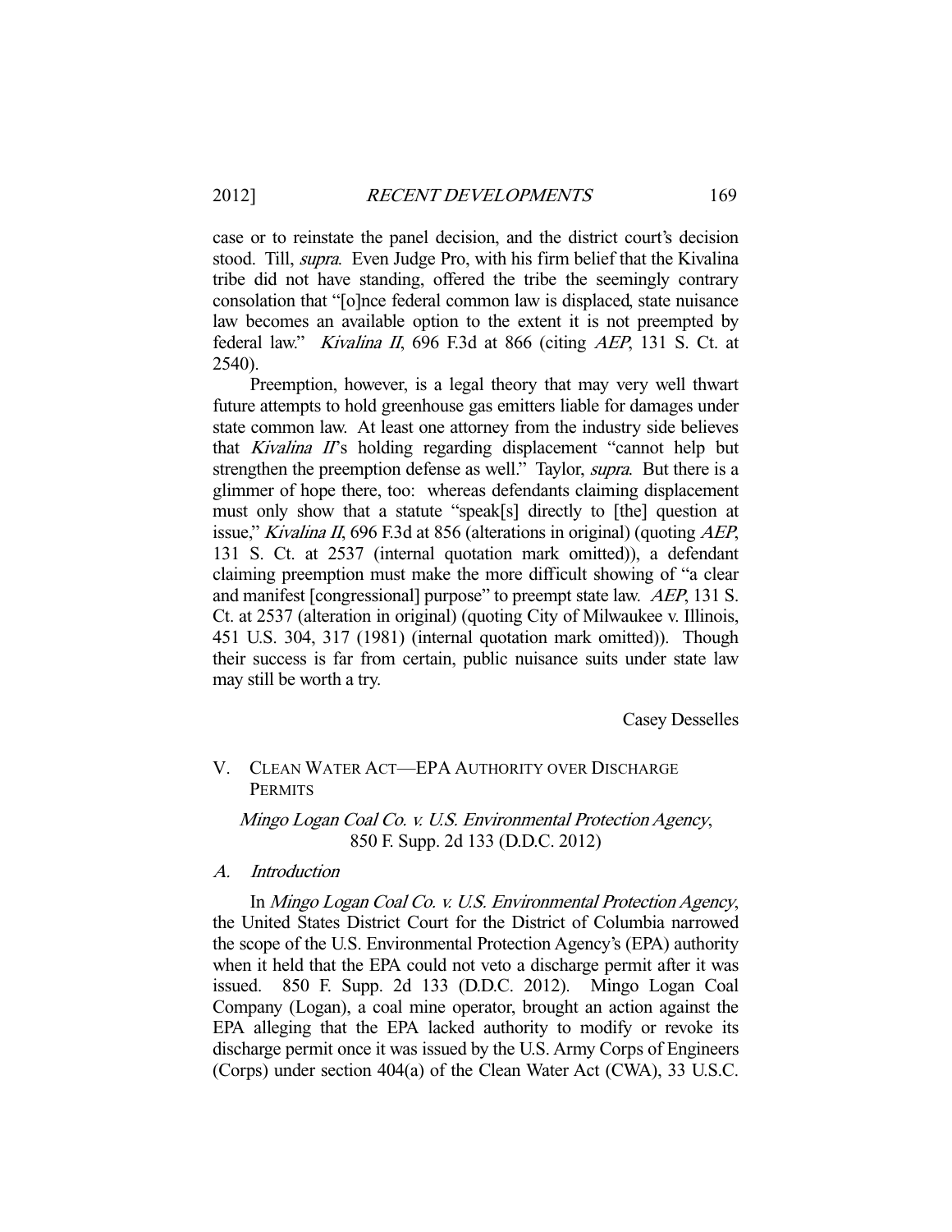case or to reinstate the panel decision, and the district court's decision stood. Till, *supra*. Even Judge Pro, with his firm belief that the Kivalina tribe did not have standing, offered the tribe the seemingly contrary consolation that "[o]nce federal common law is displaced, state nuisance law becomes an available option to the extent it is not preempted by federal law." *Kivalina II*, 696 F.3d at 866 (citing *AEP*, 131 S. Ct. at 2540).

Preemption, however, is a legal theory that may very well thwart future attempts to hold greenhouse gas emitters liable for damages under state common law. At least one attorney from the industry side believes that *Kivalina II*'s holding regarding displacement "cannot help but strengthen the preemption defense as well." Taylor, *supra*. But there is a glimmer of hope there, too: whereas defendants claiming displacement must only show that a statute "speak[s] directly to [the] question at issue," *Kivalina II*, 696 F.3d at 856 (alterations in original) (quoting *AEP*, 131 S. Ct. at 2537 (internal quotation mark omitted)), a defendant claiming preemption must make the more difficult showing of "a clear and manifest [congressional] purpose" to preempt state law. *AEP*, 131 S. Ct. at 2537 (alteration in original) (quoting City of Milwaukee v. Illinois, 451 U.S. 304, 317 (1981) (internal quotation mark omitted)). Though their success is far from certain, public nuisance suits under state law may still be worth a try.

Casey Desselles

## V. CLEAN WATER ACT—EPA AUTHORITY OVER DISCHARGE PERMITS

*Mingo Logan Coal Co. v. U.S. Environmental Protection Agency*, 850 F. Supp. 2d 133 (D.D.C. 2012)

### A. *Introduction*

In *Mingo Logan Coal Co. v. U.S. Environmental Protection Agency*, the United States District Court for the District of Columbia narrowed the scope of the U.S. Environmental Protection Agency's (EPA) authority when it held that the EPA could not veto a discharge permit after it was issued. 850 F. Supp. 2d 133 (D.D.C. 2012). Mingo Logan Coal Company (Logan), a coal mine operator, brought an action against the EPA alleging that the EPA lacked authority to modify or revoke its discharge permit once it was issued by the U.S. Army Corps of Engineers (Corps) under section 404(a) of the Clean Water Act (CWA), 33 U.S.C.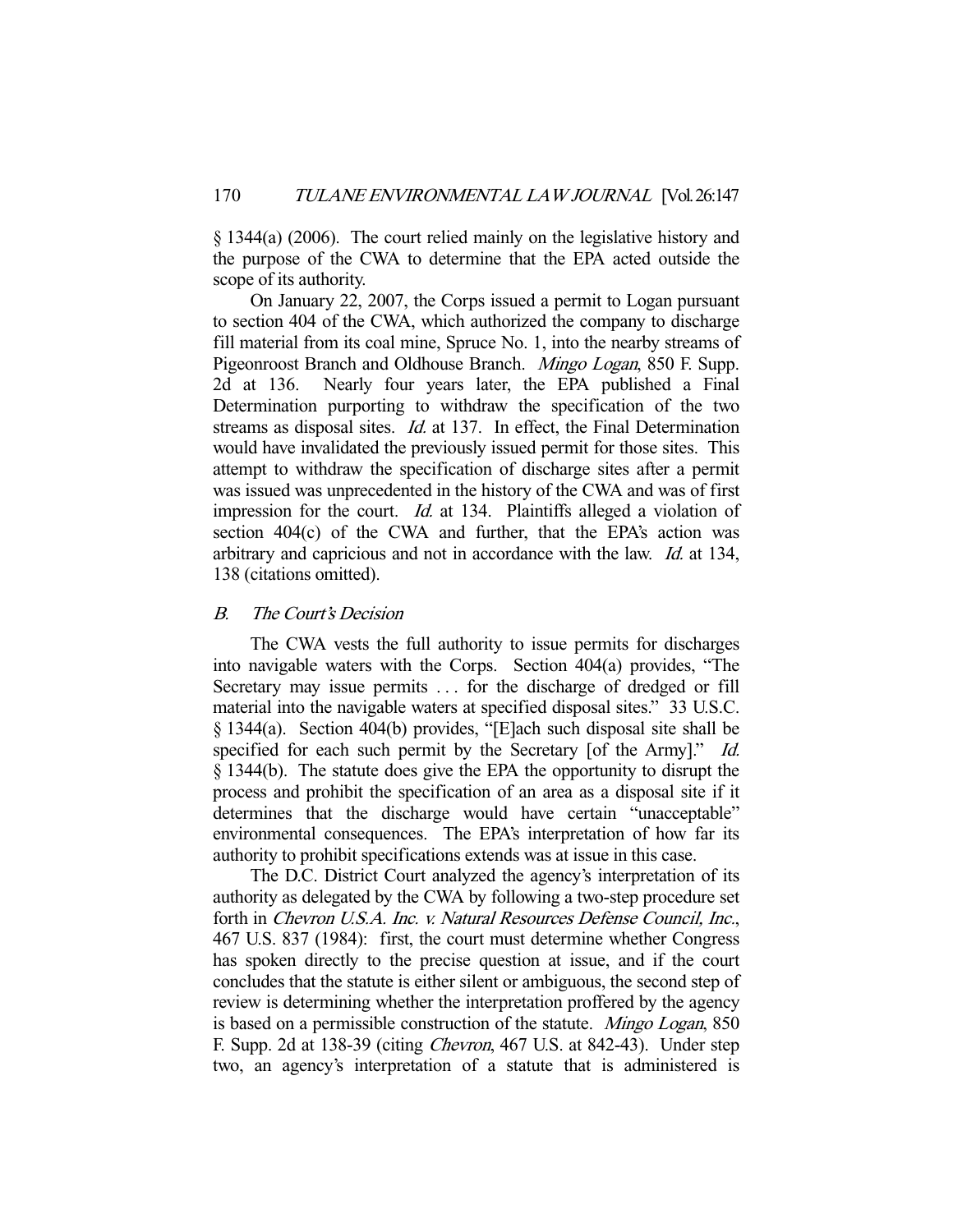§ 1344(a) (2006). The court relied mainly on the legislative history and the purpose of the CWA to determine that the EPA acted outside the scope of its authority.

On January 22, 2007, the Corps issued a permit to Logan pursuant to section 404 of the CWA, which authorized the company to discharge fill material from its coal mine, Spruce No. 1, into the nearby streams of Pigeonroost Branch and Oldhouse Branch. *Mingo Logan*, 850 F. Supp. 2d at 136. Nearly four years later, the EPA published a Final Determination purporting to withdraw the specification of the two streams as disposal sites. *Id.* at 137. In effect, the Final Determination would have invalidated the previously issued permit for those sites. This attempt to withdraw the specification of discharge sites after a permit was issued was unprecedented in the history of the CWA and was of first impression for the court. *Id.* at 134. Plaintiffs alleged a violation of section 404(c) of the CWA and further, that the EPA's action was arbitrary and capricious and not in accordance with the law. *Id.* at 134, 138 (citations omitted).

### *B. The Court's Decision*

The CWA vests the full authority to issue permits for discharges into navigable waters with the Corps. Section 404(a) provides, "The Secretary may issue permits . . . for the discharge of dredged or fill material into the navigable waters at specified disposal sites." 33 U.S.C. § 1344(a). Section 404(b) provides, "[E]ach such disposal site shall be specified for each such permit by the Secretary [of the Army]." *Id.* § 1344(b). The statute does give the EPA the opportunity to disrupt the process and prohibit the specification of an area as a disposal site if it determines that the discharge would have certain "unacceptable" environmental consequences. The EPA's interpretation of how far its authority to prohibit specifications extends was at issue in this case.

The D.C. District Court analyzed the agency's interpretation of its authority as delegated by the CWA by following a two-step procedure set forth in *Chevron U.S.A. Inc. v. Natural Resources Defense Council, Inc.*, 467 U.S. 837 (1984): first, the court must determine whether Congress has spoken directly to the precise question at issue, and if the court concludes that the statute is either silent or ambiguous, the second step of review is determining whether the interpretation proffered by the agency is based on a permissible construction of the statute. *Mingo Logan*, 850 F. Supp. 2d at 138-39 (citing *Chevron*, 467 U.S. at 842-43). Under step two, an agency's interpretation of a statute that is administered is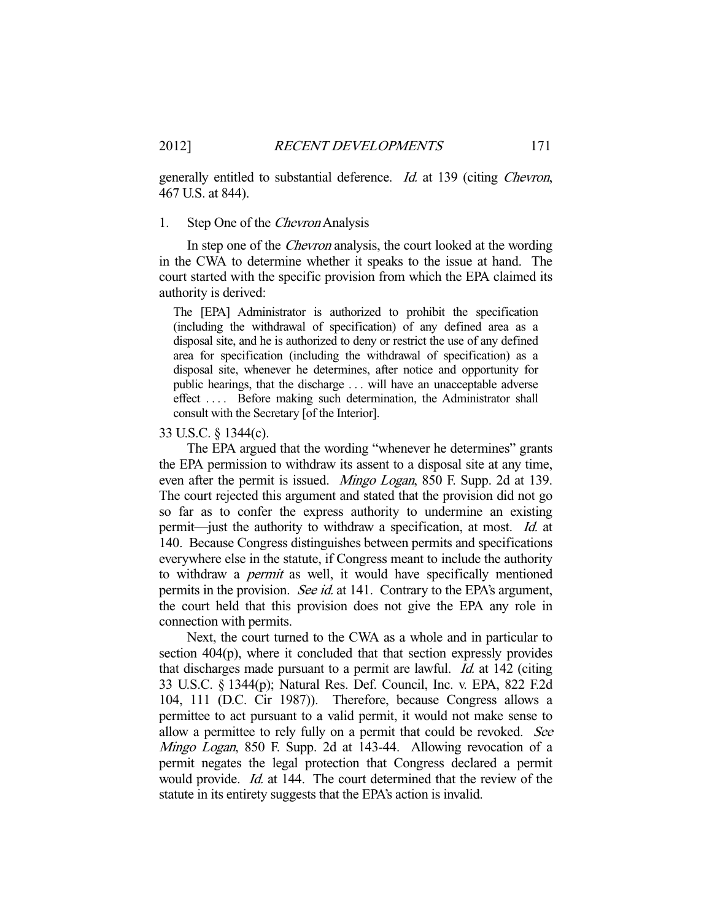generally entitled to substantial deference. *Id.* at 139 (citing *Chevron*, 467 U.S. at 844).

### 1. Step One of the *Chevron* Analysis

In step one of the *Chevron* analysis, the court looked at the wording in the CWA to determine whether it speaks to the issue at hand. The court started with the specific provision from which the EPA claimed its authority is derived:

> The [EPA] Administrator is authorized to prohibit the specification (including the withdrawal of specification) of any defined area as a disposal site, and he is authorized to deny or restrict the use of any defined area for specification (including the withdrawal of specification) as a disposal site, whenever he determines, after notice and opportunity for public hearings, that the discharge . . . will have an unacceptable adverse effect . . . . Before making such determination, the Administrator shall consult with the Secretary [of the Interior].

33 U.S.C. § 1344(c).

The EPA argued that the wording "whenever he determines" grants the EPA permission to withdraw its assent to a disposal site at any time, even after the permit is issued. *Mingo Logan*, 850 F. Supp. 2d at 139. The court rejected this argument and stated that the provision did not go so far as to confer the express authority to undermine an existing permit—just the authority to withdraw a specification, at most. *Id.* at 140. Because Congress distinguishes between permits and specifications everywhere else in the statute, if Congress meant to include the authority to withdraw a *permit* as well, it would have specifically mentioned permits in the provision. *See id.* at 141. Contrary to the EPA's argument, the court held that this provision does not give the EPA any role in connection with permits.

Next, the court turned to the CWA as a whole and in particular to section 404(p), where it concluded that that section expressly provides that discharges made pursuant to a permit are lawful. *Id.* at 142 (citing 33 U.S.C. § 1344(p); Natural Res. Def. Council, Inc. v. EPA, 822 F.2d 104, 111 (D.C. Cir 1987)). Therefore, because Congress allows a permittee to act pursuant to a valid permit, it would not make sense to allow a permittee to rely fully on a permit that could be revoked. *See Mingo Logan*, 850 F. Supp. 2d at 143-44. Allowing revocation of a permit negates the legal protection that Congress declared a permit would provide. *Id.* at 144. The court determined that the review of the statute in its entirety suggests that the EPA's action is invalid.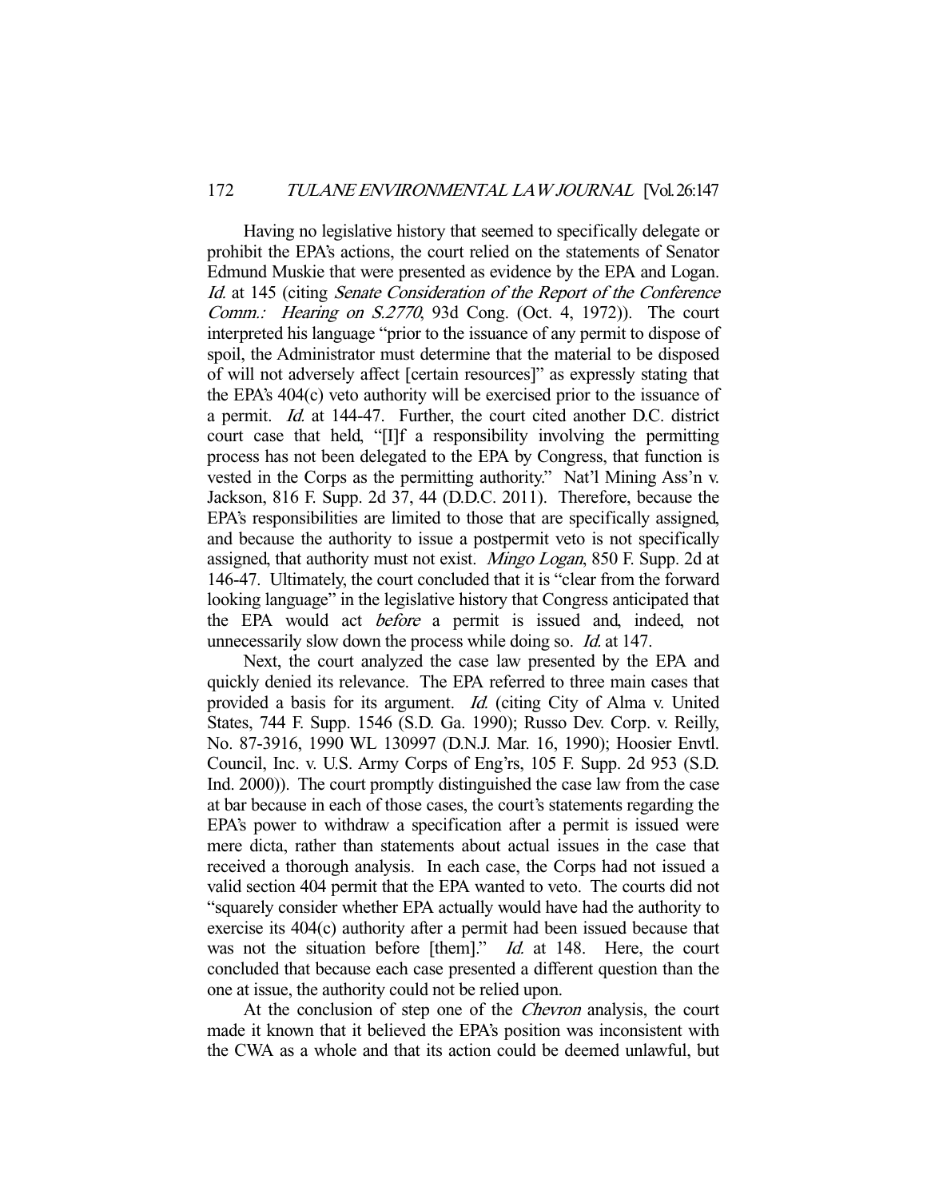Having no legislative history that seemed to specifically delegate or prohibit the EPA's actions, the court relied on the statements of Senator Edmund Muskie that were presented as evidence by the EPA and Logan. *Id.* at 145 (citing *Senate Consideration of the Report of the Conference Comm.: Hearing on S.2770*, 93d Cong. (Oct. 4, 1972)). The court interpreted his language "prior to the issuance of any permit to dispose of spoil, the Administrator must determine that the material to be disposed of will not adversely affect [certain resources]" as expressly stating that the EPA's 404(c) veto authority will be exercised prior to the issuance of a permit. *Id.* at 144-47. Further, the court cited another D.C. district court case that held, "[I]f a responsibility involving the permitting process has not been delegated to the EPA by Congress, that function is vested in the Corps as the permitting authority." Nat'l Mining Ass'n v. Jackson, 816 F. Supp. 2d 37, 44 (D.D.C. 2011). Therefore, because the EPA's responsibilities are limited to those that are specifically assigned, and because the authority to issue a postpermit veto is not specifically assigned, that authority must not exist. *Mingo Logan*, 850 F. Supp. 2d at 146-47. Ultimately, the court concluded that it is "clear from the forward looking language" in the legislative history that Congress anticipated that the EPA would act *before* a permit is issued and, indeed, not unnecessarily slow down the process while doing so. *Id.* at 147.

Next, the court analyzed the case law presented by the EPA and quickly denied its relevance. The EPA referred to three main cases that provided a basis for its argument. *Id.* (citing City of Alma v. United States, 744 F. Supp. 1546 (S.D. Ga. 1990); Russo Dev. Corp. v. Reilly, No. 87-3916, 1990 WL 130997 (D.N.J. Mar. 16, 1990); Hoosier Envtl. Council, Inc. v. U.S. Army Corps of Eng'rs, 105 F. Supp. 2d 953 (S.D. Ind. 2000)). The court promptly distinguished the case law from the case at bar because in each of those cases, the court's statements regarding the EPA's power to withdraw a specification after a permit is issued were mere dicta, rather than statements about actual issues in the case that received a thorough analysis. In each case, the Corps had not issued a valid section 404 permit that the EPA wanted to veto. The courts did not "squarely consider whether EPA actually would have had the authority to exercise its 404(c) authority after a permit had been issued because that was not the situation before [them]." *Id.* at 148. Here, the court concluded that because each case presented a different question than the one at issue, the authority could not be relied upon.

At the conclusion of step one of the *Chevron* analysis, the court made it known that it believed the EPA's position was inconsistent with the CWA as a whole and that its action could be deemed unlawful, but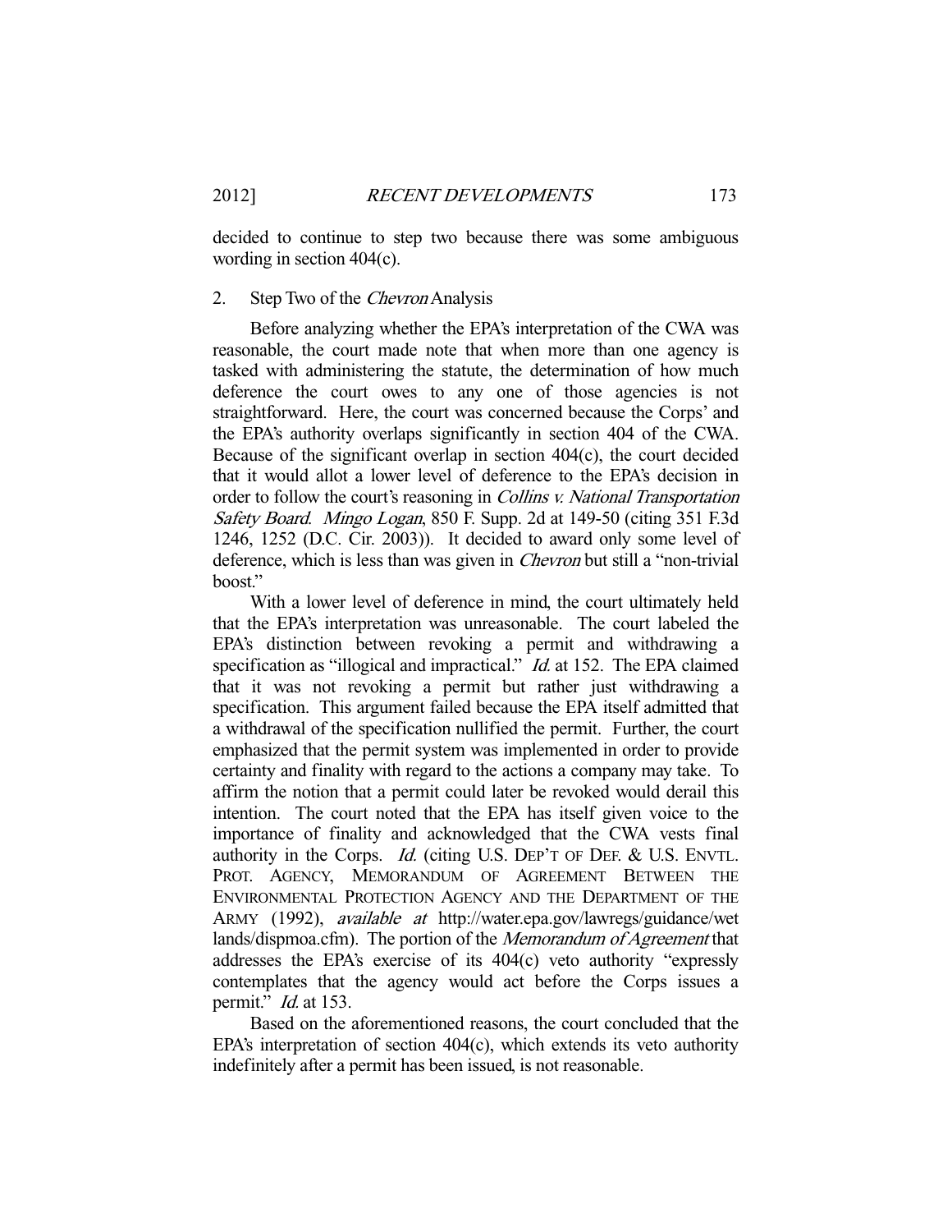decided to continue to step two because there was some ambiguous wording in section 404(c).

### 2. Step Two of the *Chevron* Analysis

Before analyzing whether the EPA's interpretation of the CWA was reasonable, the court made note that when more than one agency is tasked with administering the statute, the determination of how much deference the court owes to any one of those agencies is not straightforward. Here, the court was concerned because the Corps' and the EPA's authority overlaps significantly in section 404 of the CWA. Because of the significant overlap in section 404(c), the court decided that it would allot a lower level of deference to the EPA's decision in order to follow the court's reasoning in *Collins v. National Transportation Safety Board*. *Mingo Logan*, 850 F. Supp. 2d at 149-50 (citing 351 F.3d 1246, 1252 (D.C. Cir. 2003)). It decided to award only some level of deference, which is less than was given in *Chevron* but still a "non-trivial boost."

With a lower level of deference in mind, the court ultimately held that the EPA's interpretation was unreasonable. The court labeled the EPA's distinction between revoking a permit and withdrawing a specification as "illogical and impractical." *Id.* at 152. The EPA claimed that it was not revoking a permit but rather just withdrawing a specification. This argument failed because the EPA itself admitted that a withdrawal of the specification nullified the permit. Further, the court emphasized that the permit system was implemented in order to provide certainty and finality with regard to the actions a company may take. To affirm the notion that a permit could later be revoked would derail this intention. The court noted that the EPA has itself given voice to the importance of finality and acknowledged that the CWA vests final authority in the Corps. *Id.* (citing U.S. DEP'T OF DEF. & U.S. ENVTL. PROT. AGENCY, MEMORANDUM OF AGREEMENT BETWEEN THE ENVIRONMENTAL PROTECTION AGENCY AND THE DEPARTMENT OF THE ARMY (1992), *available at* http://water.epa.gov/lawregs/guidance/wetlands/dispmoa.cfm). The portion of the *Memorandum of Agreement* that addresses the EPA's exercise of its 404(c) veto authority "expressly contemplates that the agency would act before the Corps issues a permit." *Id.* at 153.

Based on the aforementioned reasons, the court concluded that the EPA's interpretation of section 404(c), which extends its veto authority indefinitely after a permit has been issued, is not reasonable.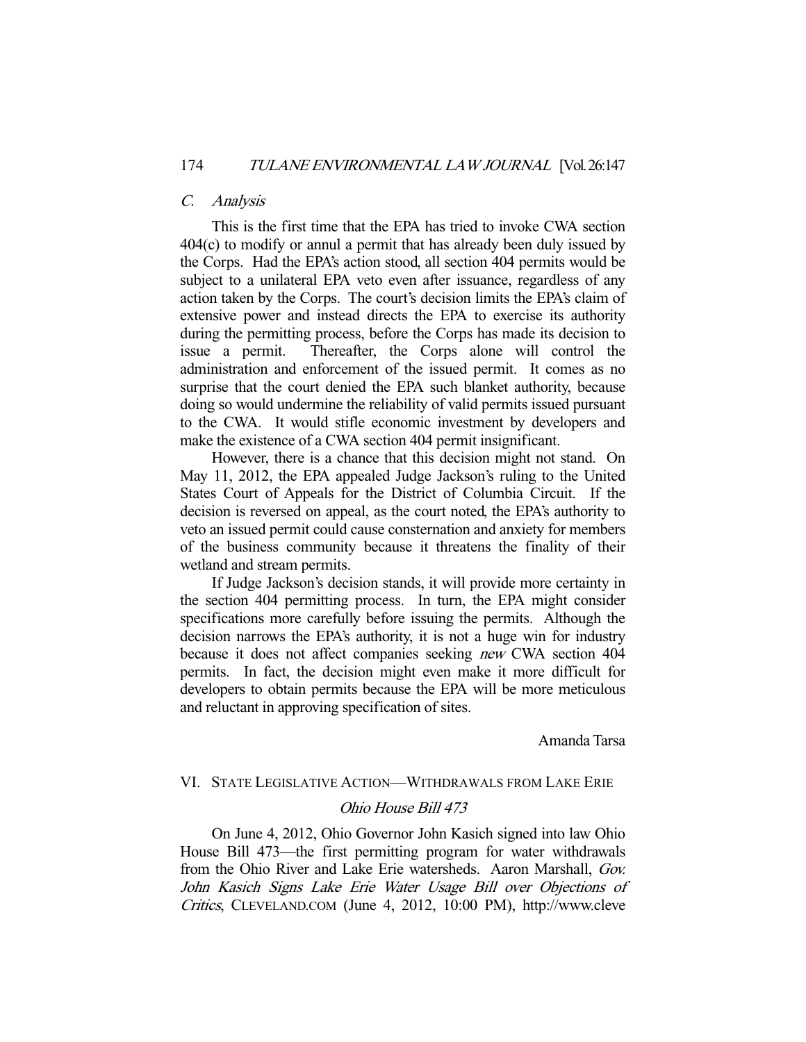### *C. Analysis*

This is the first time that the EPA has tried to invoke CWA section 404(c) to modify or annul a permit that has already been duly issued by the Corps. Had the EPA's action stood, all section 404 permits would be subject to a unilateral EPA veto even after issuance, regardless of any action taken by the Corps. The court's decision limits the EPA's claim of extensive power and instead directs the EPA to exercise its authority during the permitting process, before the Corps has made its decision to issue a permit. Thereafter, the Corps alone will control the administration and enforcement of the issued permit. It comes as no surprise that the court denied the EPA such blanket authority, because doing so would undermine the reliability of valid permits issued pursuant to the CWA. It would stifle economic investment by developers and make the existence of a CWA section 404 permit insignificant.

However, there is a chance that this decision might not stand. On May 11, 2012, the EPA appealed Judge Jackson's ruling to the United States Court of Appeals for the District of Columbia Circuit. If the decision is reversed on appeal, as the court noted, the EPA's authority to veto an issued permit could cause consternation and anxiety for members of the business community because it threatens the finality of their wetland and stream permits.

If Judge Jackson's decision stands, it will provide more certainty in the section 404 permitting process. In turn, the EPA might consider specifications more carefully before issuing the permits. Although the decision narrows the EPA's authority, it is not a huge win for industry because it does not affect companies seeking *new* CWA section 404 permits. In fact, the decision might even make it more difficult for developers to obtain permits because the EPA will be more meticulous and reluctant in approving specification of sites.

Amanda Tarsa

## VI. State Legislative Action—Withdrawals from Lake Erie

### *Ohio House Bill 473*

On June 4, 2012, Ohio Governor John Kasich signed into law Ohio House Bill 473—the first permitting program for water withdrawals from the Ohio River and Lake Erie watersheds. Aaron Marshall, *Gov. John Kasich Signs Lake Erie Water Usage Bill over Objections of Critics*, CLEVELAND.COM (June 4, 2012, 10:00 PM), http://www.cleve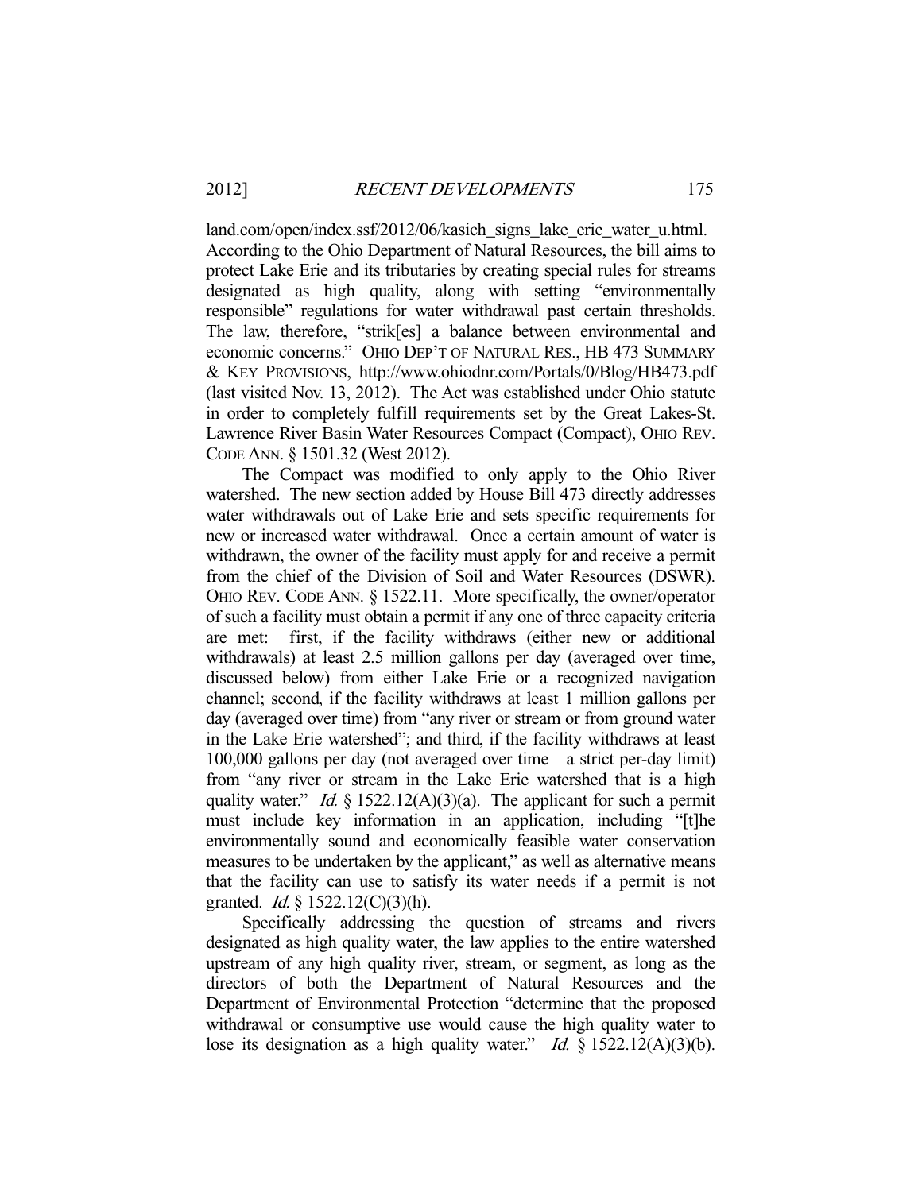land.com/open/index.ssf/2012/06/kasich_signs_lake_erie_water_u.html. According to the Ohio Department of Natural Resources, the bill aims to protect Lake Erie and its tributaries by creating special rules for streams designated as high quality, along with setting "environmentally responsible" regulations for water withdrawal past certain thresholds. The law, therefore, "strik[es] a balance between environmental and economic concerns." OHIO DEP'T OF NATURAL RES., HB 473 SUMMARY & KEY PROVISIONS, http://www.ohiodnr.com/Portals/0/Blog/HB473.pdf (last visited Nov. 13, 2012). The Act was established under Ohio statute in order to completely fulfill requirements set by the Great Lakes-St. Lawrence River Basin Water Resources Compact (Compact), OHIO REV. CODE ANN. § 1501.32 (West 2012).

The Compact was modified to only apply to the Ohio River watershed. The new section added by House Bill 473 directly addresses water withdrawals out of Lake Erie and sets specific requirements for new or increased water withdrawal. Once a certain amount of water is withdrawn, the owner of the facility must apply for and receive a permit from the chief of the Division of Soil and Water Resources (DSWR). OHIO REV. CODE ANN. § 1522.11. More specifically, the owner/operator of such a facility must obtain a permit if any one of three capacity criteria are met: first, if the facility withdraws (either new or additional withdrawals) at least 2.5 million gallons per day (averaged over time, discussed below) from either Lake Erie or a recognized navigation channel; second, if the facility withdraws at least 1 million gallons per day (averaged over time) from "any river or stream or from ground water in the Lake Erie watershed"; and third, if the facility withdraws at least 100,000 gallons per day (not averaged over time—a strict per-day limit) from "any river or stream in the Lake Erie watershed that is a high quality water." *Id.* § 1522.12(A)(3)(a). The applicant for such a permit must include key information in an application, including "[t]he environmentally sound and economically feasible water conservation measures to be undertaken by the applicant," as well as alternative means that the facility can use to satisfy its water needs if a permit is not granted. *Id.* § 1522.12(C)(3)(h).

Specifically addressing the question of streams and rivers designated as high quality water, the law applies to the entire watershed upstream of any high quality river, stream, or segment, as long as the directors of both the Department of Natural Resources and the Department of Environmental Protection "determine that the proposed withdrawal or consumptive use would cause the high quality water to lose its designation as a high quality water." *Id.* § 1522.12(A)(3)(b).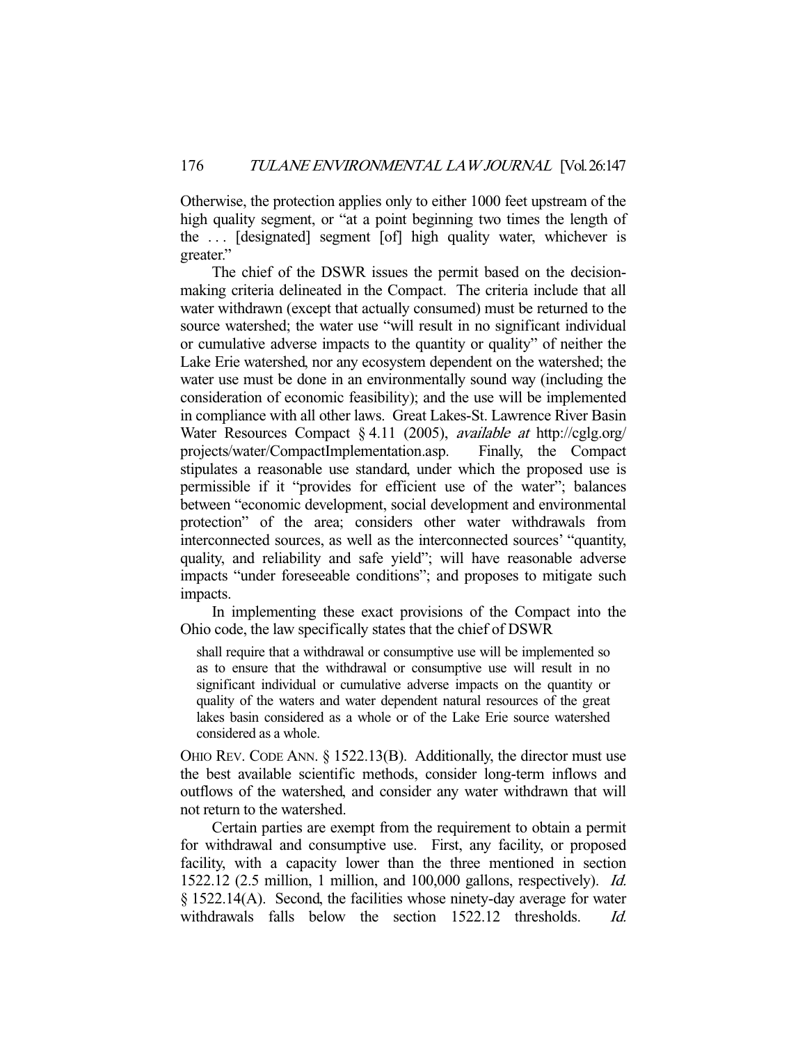Otherwise, the protection applies only to either 1000 feet upstream of the high quality segment, or "at a point beginning two times the length of the . . . [designated] segment [of] high quality water, whichever is greater."

The chief of the DSWR issues the permit based on the decision-making criteria delineated in the Compact. The criteria include that all water withdrawn (except that actually consumed) must be returned to the source watershed; the water use "will result in no significant individual or cumulative adverse impacts to the quantity or quality" of neither the Lake Erie watershed, nor any ecosystem dependent on the watershed; the water use must be done in an environmentally sound way (including the consideration of economic feasibility); and the use will be implemented in compliance with all other laws. Great Lakes-St. Lawrence River Basin Water Resources Compact § 4.11 (2005), *available at* http://cglg.org/projects/water/CompactImplementation.asp. Finally, the Compact stipulates a reasonable use standard, under which the proposed use is permissible if it "provides for efficient use of the water"; balances between "economic development, social development and environmental protection" of the area; considers other water withdrawals from interconnected sources, as well as the interconnected sources' "quantity, quality, and reliability and safe yield"; will have reasonable adverse impacts "under foreseeable conditions"; and proposes to mitigate such impacts.

In implementing these exact provisions of the Compact into the Ohio code, the law specifically states that the chief of DSWR

> shall require that a withdrawal or consumptive use will be implemented so as to ensure that the withdrawal or consumptive use will result in no significant individual or cumulative adverse impacts on the quantity or quality of the waters and water dependent natural resources of the great lakes basin considered as a whole or of the Lake Erie source watershed considered as a whole.

OHIO REV. CODE ANN. § 1522.13(B). Additionally, the director must use the best available scientific methods, consider long-term inflows and outflows of the watershed, and consider any water withdrawn that will not return to the watershed.

Certain parties are exempt from the requirement to obtain a permit for withdrawal and consumptive use. First, any facility, or proposed facility, with a capacity lower than the three mentioned in section 1522.12 (2.5 million, 1 million, and 100,000 gallons, respectively). *Id.* § 1522.14(A). Second, the facilities whose ninety-day average for water withdrawals falls below the section 1522.12 thresholds. *Id.*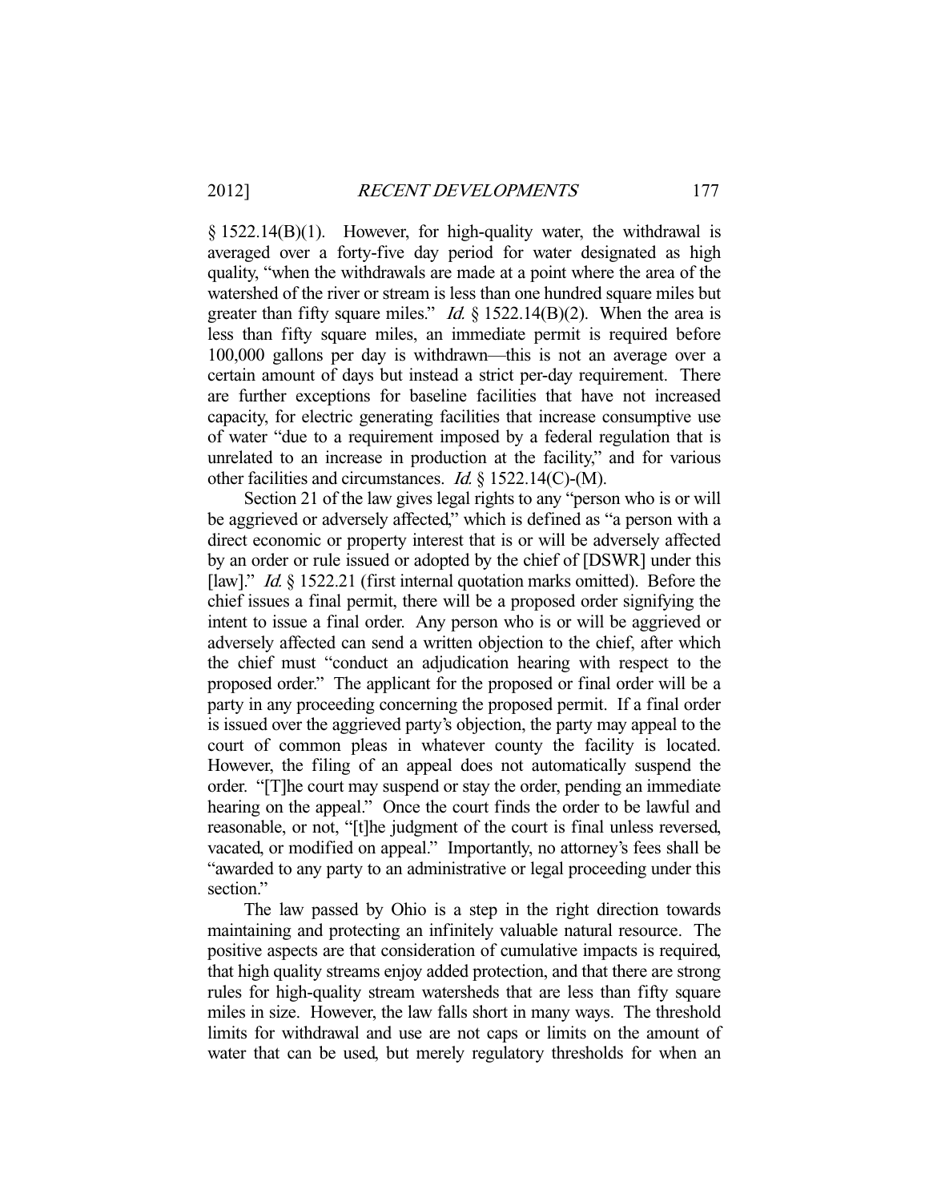§ 1522.14(B)(1). However, for high-quality water, the withdrawal is averaged over a forty-five day period for water designated as high quality, "when the withdrawals are made at a point where the area of the watershed of the river or stream is less than one hundred square miles but greater than fifty square miles." *Id.* § 1522.14(B)(2). When the area is less than fifty square miles, an immediate permit is required before 100,000 gallons per day is withdrawn—this is not an average over a certain amount of days but instead a strict per-day requirement. There are further exceptions for baseline facilities that have not increased capacity, for electric generating facilities that increase consumptive use of water "due to a requirement imposed by a federal regulation that is unrelated to an increase in production at the facility," and for various other facilities and circumstances. *Id.* § 1522.14(C)-(M).

Section 21 of the law gives legal rights to any "person who is or will be aggrieved or adversely affected," which is defined as "a person with a direct economic or property interest that is or will be adversely affected by an order or rule issued or adopted by the chief of [DSWR] under this [law]." *Id.* § 1522.21 (first internal quotation marks omitted). Before the chief issues a final permit, there will be a proposed order signifying the intent to issue a final order. Any person who is or will be aggrieved or adversely affected can send a written objection to the chief, after which the chief must "conduct an adjudication hearing with respect to the proposed order." The applicant for the proposed or final order will be a party in any proceeding concerning the proposed permit. If a final order is issued over the aggrieved party's objection, the party may appeal to the court of common pleas in whatever county the facility is located. However, the filing of an appeal does not automatically suspend the order. "[T]he court may suspend or stay the order, pending an immediate hearing on the appeal." Once the court finds the order to be lawful and reasonable, or not, "[t]he judgment of the court is final unless reversed, vacated, or modified on appeal." Importantly, no attorney's fees shall be "awarded to any party to an administrative or legal proceeding under this section."

The law passed by Ohio is a step in the right direction towards maintaining and protecting an infinitely valuable natural resource. The positive aspects are that consideration of cumulative impacts is required, that high quality streams enjoy added protection, and that there are strong rules for high-quality stream watersheds that are less than fifty square miles in size. However, the law falls short in many ways. The threshold limits for withdrawal and use are not caps or limits on the amount of water that can be used, but merely regulatory thresholds for when an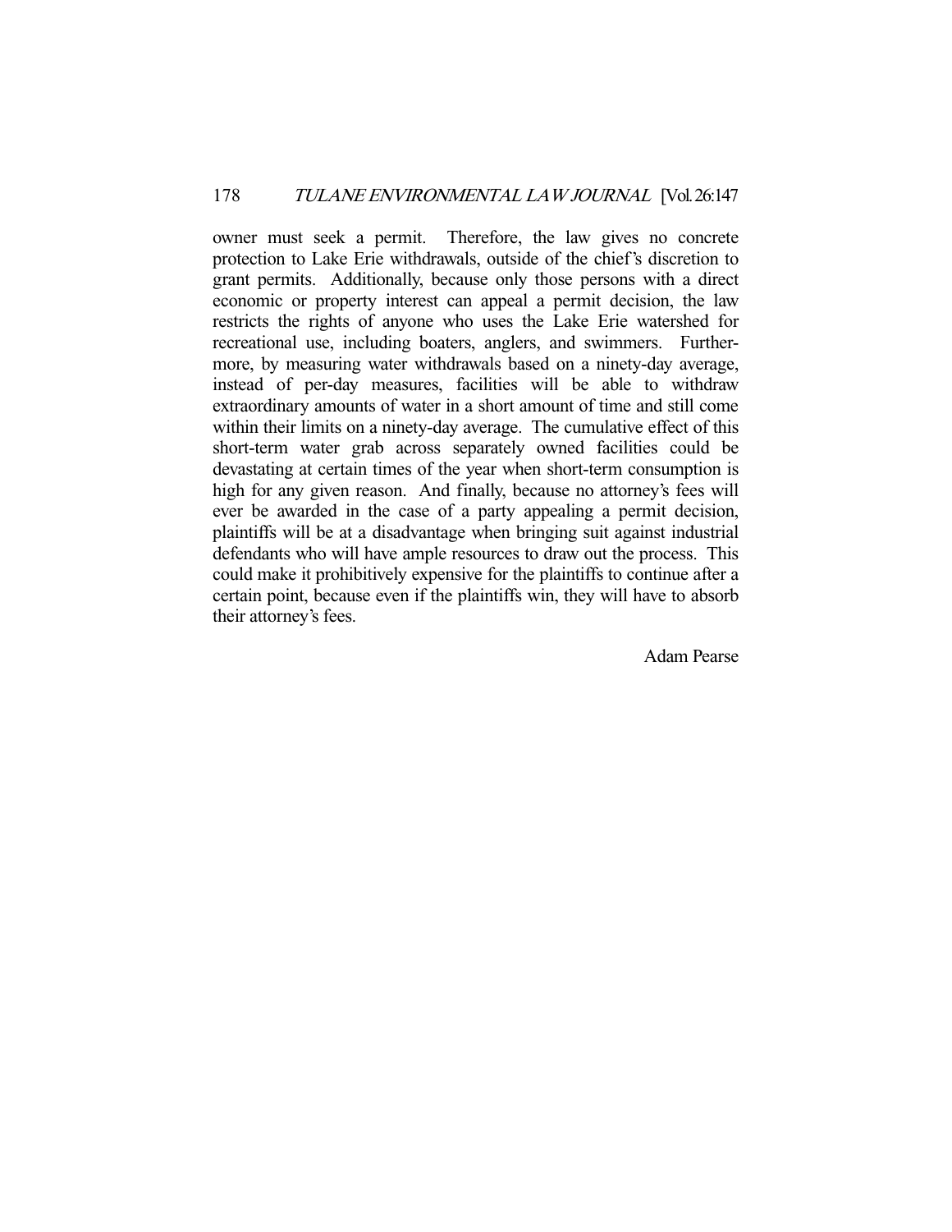owner must seek a permit. Therefore, the law gives no concrete protection to Lake Erie withdrawals, outside of the chief's discretion to grant permits. Additionally, because only those persons with a direct economic or property interest can appeal a permit decision, the law restricts the rights of anyone who uses the Lake Erie watershed for recreational use, including boaters, anglers, and swimmers. Furthermore, by measuring water withdrawals based on a ninety-day average, instead of per-day measures, facilities will be able to withdraw extraordinary amounts of water in a short amount of time and still come within their limits on a ninety-day average. The cumulative effect of this short-term water grab across separately owned facilities could be devastating at certain times of the year when short-term consumption is high for any given reason. And finally, because no attorney's fees will ever be awarded in the case of a party appealing a permit decision, plaintiffs will be at a disadvantage when bringing suit against industrial defendants who will have ample resources to draw out the process. This could make it prohibitively expensive for the plaintiffs to continue after a certain point, because even if the plaintiffs win, they will have to absorb their attorney's fees.

Adam Pearse